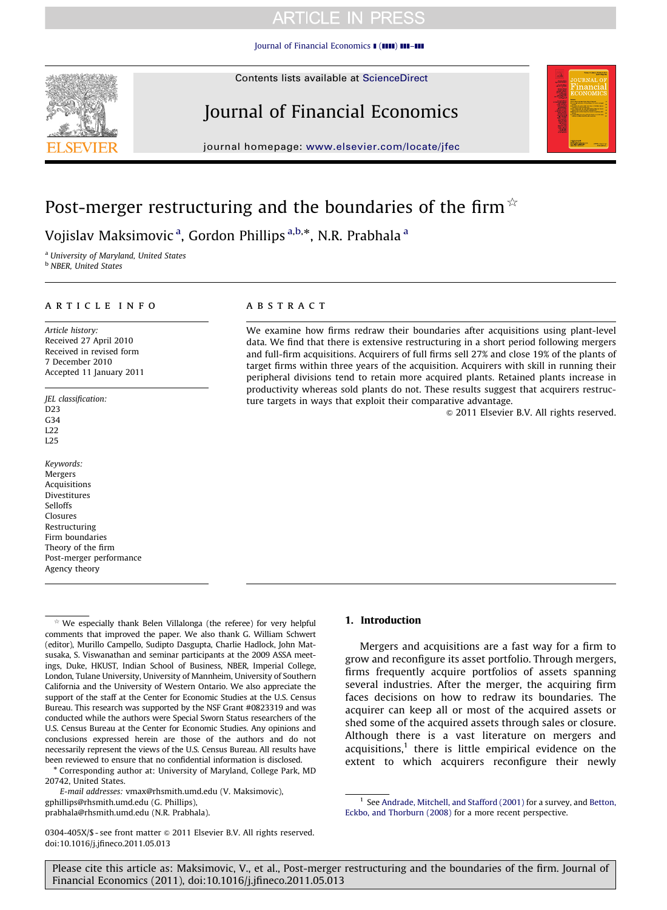# Post-merger restructuring and the boundaries of the firm ☆

Vojislav Maksimovic [a], Gordon Phillips [a,b,*], N.R. Prabhala [a]

[a] University of Maryland, United States
[b] NBER, United States

## ARTICLE INFO

*Article history:*
Received 27 April 2010
Received in revised form
7 December 2010
Accepted 11 January 2011

*JEL classification:*
D23
G34
L22
L25

*Keywords:*
Mergers
Acquisitions
Divestitures
Selloffs
Closures
Restructuring
Firm boundaries
Theory of the firm
Post-merger performance
Agency theory

## ABSTRACT

We examine how firms redraw their boundaries after acquisitions using plant-level data. We find that there is extensive restructuring in a short period following mergers and full-firm acquisitions. Acquirers of full firms sell 27% and close 19% of the plants of target firms within three years of the acquisition. Acquirers with skill in running their peripheral divisions tend to retain more acquired plants. Retained plants increase in productivity whereas sold plants do not. These results suggest that acquirers restructure targets in ways that exploit their comparative advantage.

© 2011 Elsevier B.V. All rights reserved.

## 1. Introduction

Mergers and acquisitions are a fast way for a firm to grow and reconfigure its asset portfolio. Through mergers, firms frequently acquire portfolios of assets spanning several industries. After the merger, the acquiring firm faces decisions on how to redraw its boundaries. The acquirer can keep all or most of the acquired assets or shed some of the acquired assets through sales or closure. Although there is a vast literature on mergers and acquisitions,[1] there is little empirical evidence on the extent to which acquirers reconfigure their newly

---

☆ We especially thank Belen Villalonga (the referee) for very helpful comments that improved the paper. We also thank G. William Schwert (editor), Murillo Campello, Sudipto Dasgupta, Charlie Hadlock, John Matsusaka, S. Viswanathan and seminar participants at the 2009 ASSA meetings, Duke, HKUST, Indian School of Business, NBER, Imperial College, London, Tulane University, University of Mannheim, University of Southern California and the University of Western Ontario. We also appreciate the support of the staff at the Center for Economic Studies at the U.S. Census Bureau. This research was supported by the NSF Grant #0823319 and was conducted while the authors were Special Sworn Status researchers of the U.S. Census Bureau at the Center for Economic Studies. Any opinions and conclusions expressed herein are those of the authors and do not necessarily represent the views of the U.S. Census Bureau. All results have been reviewed to ensure that no confidential information is disclosed.

\* Corresponding author at: University of Maryland, College Park, MD 20742, United States.

*E-mail addresses:* vmax@rhsmith.umd.edu (V. Maksimovic), gphillips@rhsmith.umd.edu (G. Phillips), prabhala@rhsmith.umd.edu (N.R. Prabhala).

[1] See Andrade, Mitchell, and Stafford (2001) for a survey, and Betton, Eckbo, and Thorburn (2008) for a more recent perspective.

0304-405X/$ - see front matter © 2011 Elsevier B.V. All rights reserved.
doi:10.1016/j.jfineco.2011.05.013

Please cite this article as: Maksimovic, V., et al., Post-merger restructuring and the boundaries of the firm. Journal of Financial Economics (2011), doi:10.1016/j.jfineco.2011.05.013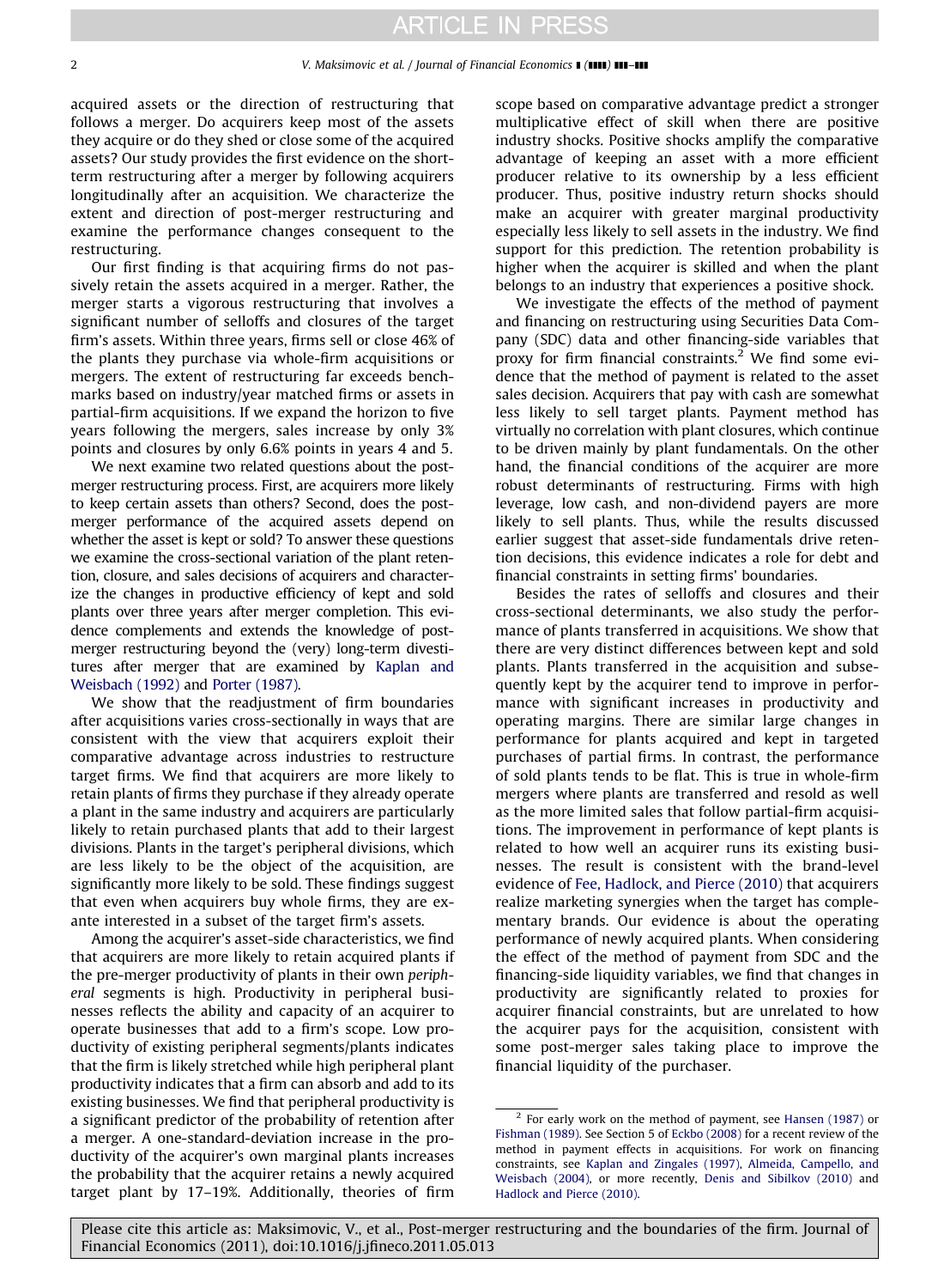acquired assets or the direction of restructuring that follows a merger. Do acquirers keep most of the assets they acquire or do they shed or close some of the acquired assets? Our study provides the first evidence on the short-term restructuring after a merger by following acquirers longitudinally after an acquisition. We characterize the extent and direction of post-merger restructuring and examine the performance changes consequent to the restructuring.

Our first finding is that acquiring firms do not passively retain the assets acquired in a merger. Rather, the merger starts a vigorous restructuring that involves a significant number of selloffs and closures of the target firm's assets. Within three years, firms sell or close 46% of the plants they purchase via whole-firm acquisitions or mergers. The extent of restructuring far exceeds benchmarks based on industry/year matched firms or assets in partial-firm acquisitions. If we expand the horizon to five years following the mergers, sales increase by only 3% points and closures by only 6.6% points in years 4 and 5.

We next examine two related questions about the post-merger restructuring process. First, are acquirers more likely to keep certain assets than others? Second, does the post-merger performance of the acquired assets depend on whether the asset is kept or sold? To answer these questions we examine the cross-sectional variation of the plant retention, closure, and sales decisions of acquirers and characterize the changes in productive efficiency of kept and sold plants over three years after merger completion. This evidence complements and extends the knowledge of post-merger restructuring beyond the (very) long-term divestitures after merger that are examined by Kaplan and Weisbach (1992) and Porter (1987).

We show that the readjustment of firm boundaries after acquisitions varies cross-sectionally in ways that are consistent with the view that acquirers exploit their comparative advantage across industries to restructure target firms. We find that acquirers are more likely to retain plants of firms they purchase if they already operate a plant in the same industry and acquirers are particularly likely to retain purchased plants that add to their largest divisions. Plants in the target's peripheral divisions, which are less likely to be the object of the acquisition, are significantly more likely to be sold. These findings suggest that even when acquirers buy whole firms, they are ex-ante interested in a subset of the target firm's assets.

Among the acquirer's asset-side characteristics, we find that acquirers are more likely to retain acquired plants if the pre-merger productivity of plants in their own *peripheral* segments is high. Productivity in peripheral businesses reflects the ability and capacity of an acquirer to operate businesses that add to a firm's scope. Low productivity of existing peripheral segments/plants indicates that the firm is likely stretched while high peripheral plant productivity indicates that a firm can absorb and add to its existing businesses. We find that peripheral productivity is a significant predictor of the probability of retention after a merger. A one-standard-deviation increase in the productivity of the acquirer's own marginal plants increases the probability that the acquirer retains a newly acquired target plant by 17–19%. Additionally, theories of firm scope based on comparative advantage predict a stronger multiplicative effect of skill when there are positive industry shocks. Positive shocks amplify the comparative advantage of keeping an asset with a more efficient producer relative to its ownership by a less efficient producer. Thus, positive industry return shocks should make an acquirer with greater marginal productivity especially less likely to sell assets in the industry. We find support for this prediction. The retention probability is higher when the acquirer is skilled and when the plant belongs to an industry that experiences a positive shock.

We investigate the effects of the method of payment and financing on restructuring using Securities Data Company (SDC) data and other financing-side variables that proxy for firm financial constraints.[2] We find some evidence that the method of payment is related to the asset sales decision. Acquirers that pay with cash are somewhat less likely to sell target plants. Payment method has virtually no correlation with plant closures, which continue to be driven mainly by plant fundamentals. On the other hand, the financial conditions of the acquirer are more robust determinants of restructuring. Firms with high leverage, low cash, and non-dividend payers are more likely to sell plants. Thus, while the results discussed earlier suggest that asset-side fundamentals drive retention decisions, this evidence indicates a role for debt and financial constraints in setting firms' boundaries.

Besides the rates of selloffs and closures and their cross-sectional determinants, we also study the performance of plants transferred in acquisitions. We show that there are very distinct differences between kept and sold plants. Plants transferred in the acquisition and subsequently kept by the acquirer tend to improve in performance with significant increases in productivity and operating margins. There are similar large changes in performance for plants acquired and kept in targeted purchases of partial firms. In contrast, the performance of sold plants tends to be flat. This is true in whole-firm mergers where plants are transferred and resold as well as the more limited sales that follow partial-firm acquisitions. The improvement in performance of kept plants is related to how well an acquirer runs its existing businesses. The result is consistent with the brand-level evidence of Fee, Hadlock, and Pierce (2010) that acquirers realize marketing synergies when the target has complementary brands. Our evidence is about the operating performance of newly acquired plants. When considering the effect of the method of payment from SDC and the financing-side liquidity variables, we find that changes in productivity are significantly related to proxies for acquirer financial constraints, but are unrelated to how the acquirer pays for the acquisition, consistent with some post-merger sales taking place to improve the financial liquidity of the purchaser.

[2] For early work on the method of payment, see Hansen (1987) or Fishman (1989). See Section 5 of Eckbo (2008) for a recent review of the method in payment effects in acquisitions. For work on financing constraints, see Kaplan and Zingales (1997), Almeida, Campello, and Weisbach (2004), or more recently, Denis and Sibilkov (2010) and Hadlock and Pierce (2010).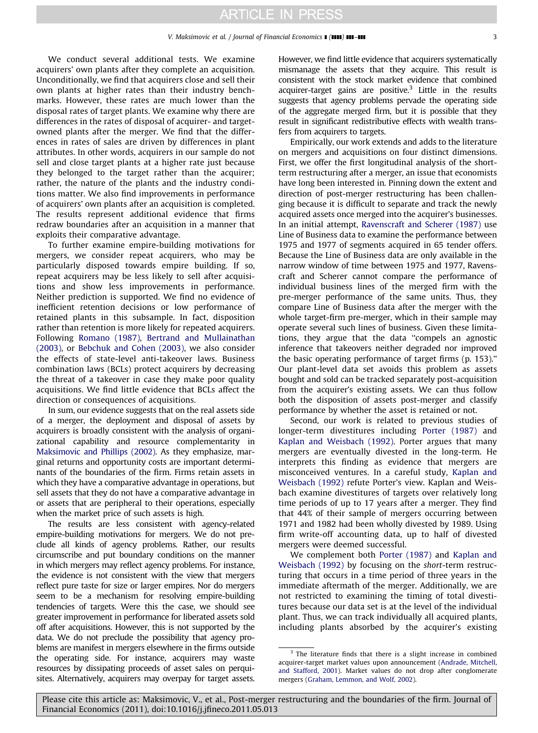We conduct several additional tests. We examine acquirers' own plants after they complete an acquisition. Unconditionally, we find that acquirers close and sell their own plants at higher rates than their industry benchmarks. However, these rates are much lower than the disposal rates of target plants. We examine why there are differences in the rates of disposal of acquirer- and target-owned plants after the merger. We find that the differences in rates of sales are driven by differences in plant attributes. In other words, acquirers in our sample do not sell and close target plants at a higher rate just because they belonged to the target rather than the acquirer; rather, the nature of the plants and the industry conditions matter. We also find improvements in performance of acquirers' own plants after an acquisition is completed. The results represent additional evidence that firms redraw boundaries after an acquisition in a manner that exploits their comparative advantage.

To further examine empire-building motivations for mergers, we consider repeat acquirers, who may be particularly disposed towards empire building. If so, repeat acquirers may be less likely to sell after acquisitions and show less improvements in performance. Neither prediction is supported. We find no evidence of inefficient retention decisions or low performance of retained plants in this subsample. In fact, disposition rather than retention is more likely for repeated acquirers. Following Romano (1987), Bertrand and Mullainathan (2003), or Bebchuk and Cohen (2003), we also consider the effects of state-level anti-takeover laws. Business combination laws (BCLs) protect acquirers by decreasing the threat of a takeover in case they make poor quality acquisitions. We find little evidence that BCLs affect the direction or consequences of acquisitions.

In sum, our evidence suggests that on the real assets side of a merger, the deployment and disposal of assets by acquirers is broadly consistent with the analysis of organizational capability and resource complementarity in Maksimovic and Phillips (2002). As they emphasize, marginal returns and opportunity costs are important determinants of the boundaries of the firm. Firms retain assets in which they have a comparative advantage in operations, but sell assets that they do not have a comparative advantage in or assets that are peripheral to their operations, especially when the market price of such assets is high.

The results are less consistent with agency-related empire-building motivations for mergers. We do not preclude all kinds of agency problems. Rather, our results circumscribe and put boundary conditions on the manner in which mergers may reflect agency problems. For instance, the evidence is not consistent with the view that mergers reflect pure taste for size or larger empires. Nor do mergers seem to be a mechanism for resolving empire-building tendencies of targets. Were this the case, we should see greater improvement in performance for liberated assets sold off after acquisitions. However, this is not supported by the data. We do not preclude the possibility that agency problems are manifest in mergers elsewhere in the firms outside the operating side. For instance, acquirers may waste resources by dissipating proceeds of asset sales on perquisites. Alternatively, acquirers may overpay for target assets. However, we find little evidence that acquirers systematically mismanage the assets that they acquire. This result is consistent with the stock market evidence that combined acquirer-target gains are positive.[3] Little in the results suggests that agency problems pervade the operating side of the aggregate merged firm, but it is possible that they result in significant redistributive effects with wealth transfers from acquirers to targets.

Empirically, our work extends and adds to the literature on mergers and acquisitions on four distinct dimensions. First, we offer the first longitudinal analysis of the short-term restructuring after a merger, an issue that economists have long been interested in. Pinning down the extent and direction of post-merger restructuring has been challenging because it is difficult to separate and track the newly acquired assets once merged into the acquirer's businesses. In an initial attempt, Ravenscraft and Scherer (1987) use Line of Business data to examine the performance between 1975 and 1977 of segments acquired in 65 tender offers. Because the Line of Business data are only available in the narrow window of time between 1975 and 1977, Ravenscraft and Scherer cannot compare the performance of individual business lines of the merged firm with the pre-merger performance of the same units. Thus, they compare Line of Business data after the merger with the whole target-firm pre-merger, which in their sample may operate several such lines of business. Given these limitations, they argue that the data "compels an agnostic inference that takeovers neither degraded nor improved the basic operating performance of target firms (p. 153)." Our plant-level data set avoids this problem as assets bought and sold can be tracked separately post-acquisition from the acquirer's existing assets. We can thus follow both the disposition of assets post-merger and classify performance by whether the asset is retained or not.

Second, our work is related to previous studies of longer-term divestitures including Porter (1987) and Kaplan and Weisbach (1992). Porter argues that many mergers are eventually divested in the long-term. He interprets this finding as evidence that mergers are misconceived ventures. In a careful study, Kaplan and Weisbach (1992) refute Porter's view. Kaplan and Weisbach examine divestitures of targets over relatively long time periods of up to 17 years after a merger. They find that 44% of their sample of mergers occurring between 1971 and 1982 had been wholly divested by 1989. Using firm write-off accounting data, up to half of divested mergers were deemed successful.

We complement both Porter (1987) and Kaplan and Weisbach (1992) by focusing on the *short*-term restructuring that occurs in a time period of three years in the immediate aftermath of the merger. Additionally, we are not restricted to examining the timing of total divestitures because our data set is at the level of the individual plant. Thus, we can track individually all acquired plants, including plants absorbed by the acquirer's existing

---

[3] The literature finds that there is a slight increase in combined acquirer-target market values upon announcement (Andrade, Mitchell, and Stafford, 2001). Market values do not drop after conglomerate mergers (Graham, Lemmon, and Wolf, 2002).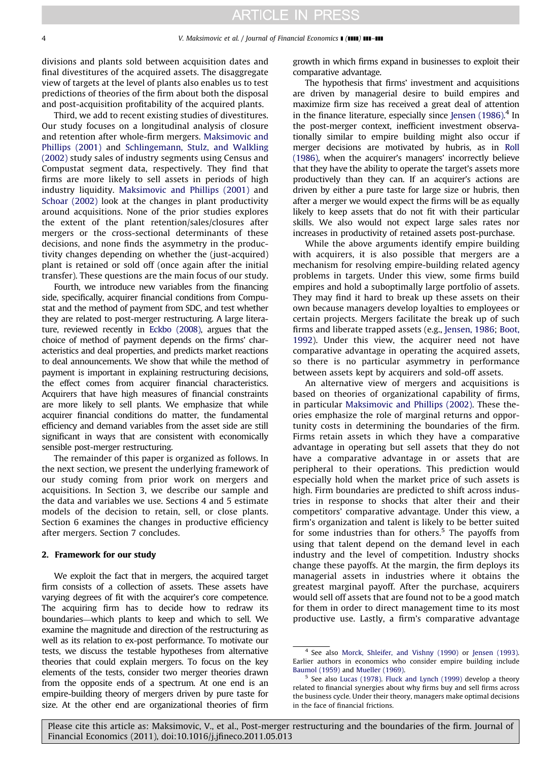divisions and plants sold between acquisition dates and final divestitures of the acquired assets. The disaggregate view of targets at the level of plants also enables us to test predictions of theories of the firm about both the disposal and post-acquisition profitability of the acquired plants.

Third, we add to recent existing studies of divestitures. Our study focuses on a longitudinal analysis of closure and retention after whole-firm mergers. Maksimovic and Phillips (2001) and Schlingemann, Stulz, and Walkling (2002) study sales of industry segments using Census and Compustat segment data, respectively. They find that firms are more likely to sell assets in periods of high industry liquidity. Maksimovic and Phillips (2001) and Schoar (2002) look at the changes in plant productivity around acquisitions. None of the prior studies explores the extent of the plant retention/sales/closures after mergers or the cross-sectional determinants of these decisions, and none finds the asymmetry in the productivity changes depending on whether the (just-acquired) plant is retained or sold off (once again after the initial transfer). These questions are the main focus of our study.

Fourth, we introduce new variables from the financing side, specifically, acquirer financial conditions from Compustat and the method of payment from SDC, and test whether they are related to post-merger restructuring. A large literature, reviewed recently in Eckbo (2008), argues that the choice of method of payment depends on the firms' characteristics and deal properties, and predicts market reactions to deal announcements. We show that while the method of payment is important in explaining restructuring decisions, the effect comes from acquirer financial characteristics. Acquirers that have high measures of financial constraints are more likely to sell plants. We emphasize that while acquirer financial conditions do matter, the fundamental efficiency and demand variables from the asset side are still significant in ways that are consistent with economically sensible post-merger restructuring.

The remainder of this paper is organized as follows. In the next section, we present the underlying framework of our study coming from prior work on mergers and acquisitions. In Section 3, we describe our sample and the data and variables we use. Sections 4 and 5 estimate models of the decision to retain, sell, or close plants. Section 6 examines the changes in productive efficiency after mergers. Section 7 concludes.

## 2. Framework for our study

We exploit the fact that in mergers, the acquired target firm consists of a collection of assets. These assets have varying degrees of fit with the acquirer's core competence. The acquiring firm has to decide how to redraw its boundaries—which plants to keep and which to sell. We examine the magnitude and direction of the restructuring as well as its relation to ex-post performance. To motivate our tests, we discuss the testable hypotheses from alternative theories that could explain mergers. To focus on the key elements of the tests, consider two merger theories drawn from the opposite ends of a spectrum. At one end is an empire-building theory of mergers driven by pure taste for size. At the other end are organizational theories of firm growth in which firms expand in businesses to exploit their comparative advantage.

The hypothesis that firms' investment and acquisitions are driven by managerial desire to build empires and maximize firm size has received a great deal of attention in the finance literature, especially since Jensen (1986).[4] In the post-merger context, inefficient investment observationally similar to empire building might also occur if merger decisions are motivated by hubris, as in Roll (1986), when the acquirer's managers' incorrectly believe that they have the ability to operate the target's assets more productively than they can. If an acquirer's actions are driven by either a pure taste for large size or hubris, then after a merger we would expect the firms will be as equally likely to keep assets that do not fit with their particular skills. We also would not expect large sales rates nor increases in productivity of retained assets post-purchase.

While the above arguments identify empire building with acquirers, it is also possible that mergers are a mechanism for resolving empire-building related agency problems in targets. Under this view, some firms build empires and hold a suboptimally large portfolio of assets. They may find it hard to break up these assets on their own because managers develop loyalties to employees or certain projects. Mergers facilitate the break up of such firms and liberate trapped assets (e.g., Jensen, 1986; Boot, 1992). Under this view, the acquirer need not have comparative advantage in operating the acquired assets, so there is no particular asymmetry in performance between assets kept by acquirers and sold-off assets.

An alternative view of mergers and acquisitions is based on theories of organizational capability of firms, in particular Maksimovic and Phillips (2002). These theories emphasize the role of marginal returns and opportunity costs in determining the boundaries of the firm. Firms retain assets in which they have a comparative advantage in operating but sell assets that they do not have a comparative advantage in or assets that are peripheral to their operations. This prediction would especially hold when the market price of such assets is high. Firm boundaries are predicted to shift across industries in response to shocks that alter their and their competitors' comparative advantage. Under this view, a firm's organization and talent is likely to be better suited for some industries than for others.[5] The payoffs from using that talent depend on the demand level in each industry and the level of competition. Industry shocks change these payoffs. At the margin, the firm deploys its managerial assets in industries where it obtains the greatest marginal payoff. After the purchase, acquirers would sell off assets that are found not to be a good match for them in order to direct management time to its most productive use. Lastly, a firm's comparative advantage

[4] See also Morck, Shleifer, and Vishny (1990) or Jensen (1993). Earlier authors in economics who consider empire building include Baumol (1959) and Mueller (1969).

[5] See also Lucas (1978). Fluck and Lynch (1999) develop a theory related to financial synergies about why firms buy and sell firms across the business cycle. Under their theory, managers make optimal decisions in the face of financial frictions.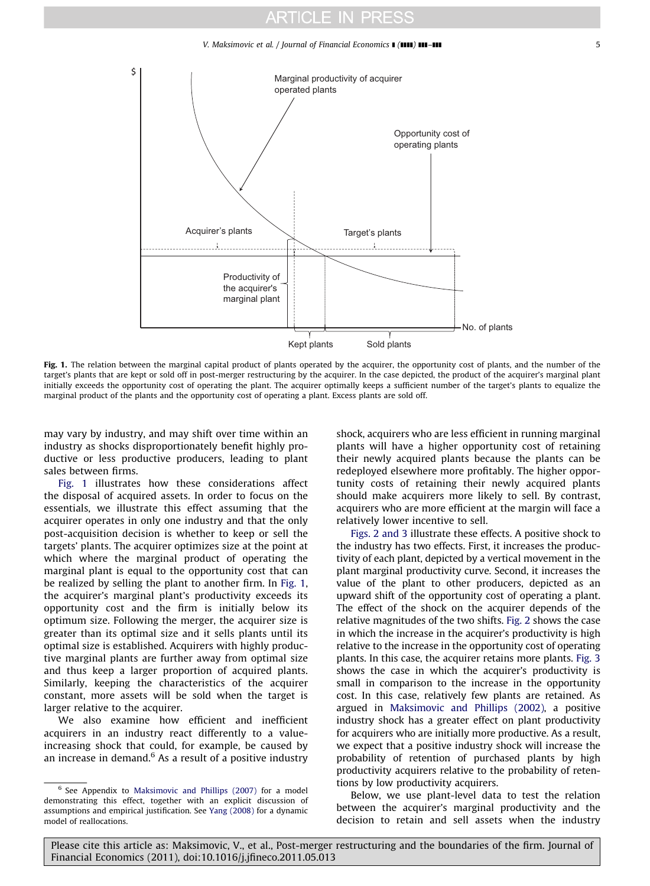$

Marginal productivity of acquirer operated plants

Opportunity cost of operating plants

Acquirer's plants

Target's plants

Productivity of the acquirer's marginal plant

No. of plants

Kept plants

Sold plants

**Fig. 1.** The relation between the marginal capital product of plants operated by the acquirer, the opportunity cost of plants, and the number of the target's plants that are kept or sold off in post-merger restructuring by the acquirer. In the case depicted, the product of the acquirer's marginal plant initially exceeds the opportunity cost of operating the plant. The acquirer optimally keeps a sufficient number of the target's plants to equalize the marginal product of the plants and the opportunity cost of operating a plant. Excess plants are sold off.

may vary by industry, and may shift over time within an industry as shocks disproportionately benefit highly productive or less productive producers, leading to plant sales between firms.

Fig. 1 illustrates how these considerations affect the disposal of acquired assets. In order to focus on the essentials, we illustrate this effect assuming that the acquirer operates in only one industry and that the only post-acquisition decision is whether to keep or sell the targets' plants. The acquirer optimizes size at the point at which where the marginal product of operating the marginal plant is equal to the opportunity cost that can be realized by selling the plant to another firm. In Fig. 1, the acquirer's marginal plant's productivity exceeds its opportunity cost and the firm is initially below its optimum size. Following the merger, the acquirer size is greater than its optimal size and it sells plants until its optimal size is established. Acquirers with highly productive marginal plants are further away from optimal size and thus keep a larger proportion of acquired plants. Similarly, keeping the characteristics of the acquirer constant, more assets will be sold when the target is larger relative to the acquirer.

We also examine how efficient and inefficient acquirers in an industry react differently to a value-increasing shock that could, for example, be caused by an increase in demand.[6] As a result of a positive industry shock, acquirers who are less efficient in running marginal plants will have a higher opportunity cost of retaining their newly acquired plants because the plants can be redeployed elsewhere more profitably. The higher opportunity costs of retaining their newly acquired plants should make acquirers more likely to sell. By contrast, acquirers who are more efficient at the margin will face a relatively lower incentive to sell.

Figs. 2 and 3 illustrate these effects. A positive shock to the industry has two effects. First, it increases the productivity of each plant, depicted by a vertical movement in the plant marginal productivity curve. Second, it increases the value of the plant to other producers, depicted as an upward shift of the opportunity cost of operating a plant. The effect of the shock on the acquirer depends of the relative magnitudes of the two shifts. Fig. 2 shows the case in which the increase in the acquirer's productivity is high relative to the increase in the opportunity cost of operating plants. In this case, the acquirer retains more plants. Fig. 3 shows the case in which the acquirer's productivity is small in comparison to the increase in the opportunity cost. In this case, relatively few plants are retained. As argued in Maksimovic and Phillips (2002), a positive industry shock has a greater effect on plant productivity for acquirers who are initially more productive. As a result, we expect that a positive industry shock will increase the probability of retention of purchased plants by high productivity acquirers relative to the probability of retentions by low productivity acquirers.

Below, we use plant-level data to test the relation between the acquirer's marginal productivity and the decision to retain and sell assets when the industry

[6] See Appendix to Maksimovic and Phillips (2007) for a model demonstrating this effect, together with an explicit discussion of assumptions and empirical justification. See Yang (2008) for a dynamic model of reallocations.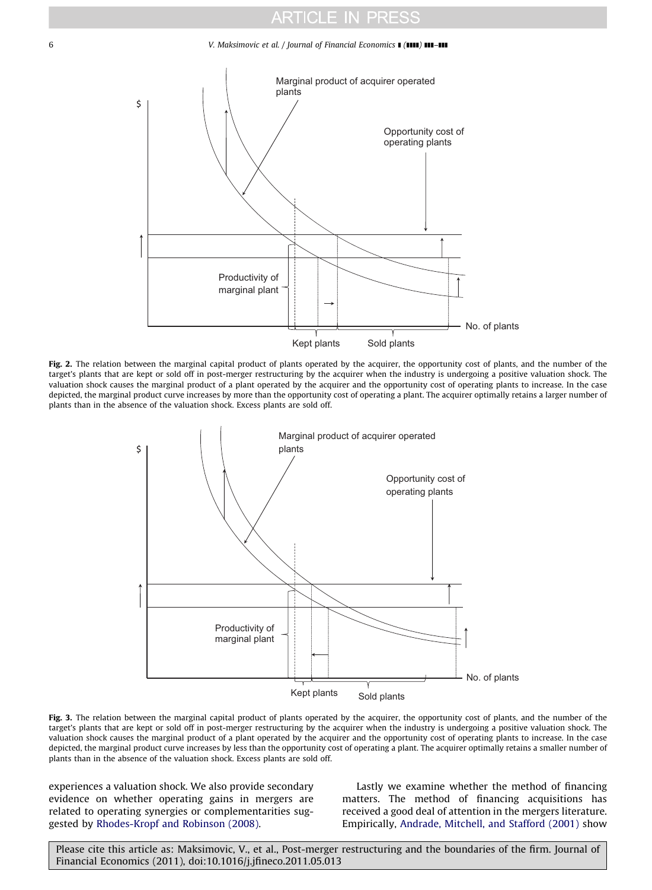**Fig. 2.** The relation between the marginal capital product of plants operated by the acquirer, the opportunity cost of plants, and the number of the target's plants that are kept or sold off in post-merger restructuring by the acquirer when the industry is undergoing a positive valuation shock. The valuation shock causes the marginal product of a plant operated by the acquirer and the opportunity cost of operating plants to increase. In the case depicted, the marginal product curve increases by more than the opportunity cost of operating a plant. The acquirer optimally retains a larger number of plants than in the absence of the valuation shock. Excess plants are sold off.

**Fig. 3.** The relation between the marginal capital product of plants operated by the acquirer, the opportunity cost of plants, and the number of the target's plants that are kept or sold off in post-merger restructuring by the acquirer when the industry is undergoing a positive valuation shock. The valuation shock causes the marginal product of a plant operated by the acquirer and the opportunity cost of operating plants to increase. In the case depicted, the marginal product curve increases by less than the opportunity cost of operating a plant. The acquirer optimally retains a smaller number of plants than in the absence of the valuation shock. Excess plants are sold off.

experiences a valuation shock. We also provide secondary evidence on whether operating gains in mergers are related to operating synergies or complementarities suggested by Rhodes-Kropf and Robinson (2008).

Lastly we examine whether the method of financing matters. The method of financing acquisitions has received a good deal of attention in the mergers literature. Empirically, Andrade, Mitchell, and Stafford (2001) show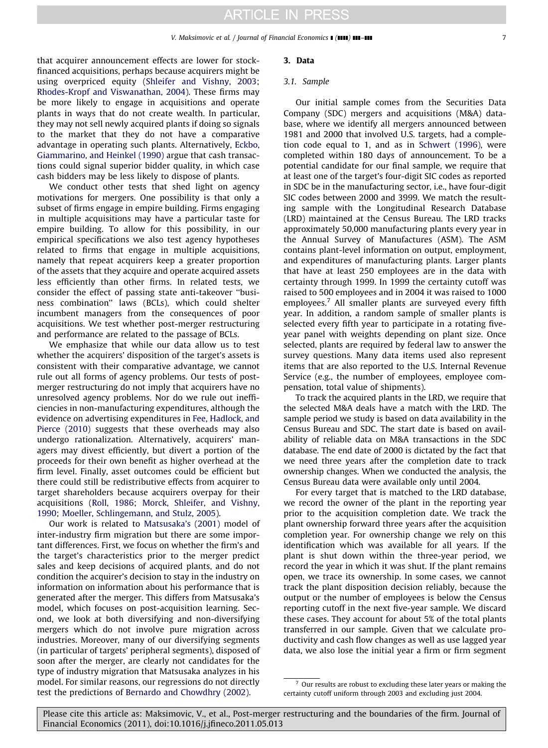that acquirer announcement effects are lower for stock-financed acquisitions, perhaps because acquirers might be using overpriced equity (Shleifer and Vishny, 2003; Rhodes-Kropf and Viswanathan, 2004). These firms may be more likely to engage in acquisitions and operate plants in ways that do not create wealth. In particular, they may not sell newly acquired plants if doing so signals to the market that they do not have a comparative advantage in operating such plants. Alternatively, Eckbo, Giammarino, and Heinkel (1990) argue that cash transactions could signal superior bidder quality, in which case cash bidders may be less likely to dispose of plants.

We conduct other tests that shed light on agency motivations for mergers. One possibility is that only a subset of firms engage in empire building. Firms engaging in multiple acquisitions may have a particular taste for empire building. To allow for this possibility, in our empirical specifications we also test agency hypotheses related to firms that engage in multiple acquisitions, namely that repeat acquirers keep a greater proportion of the assets that they acquire and operate acquired assets less efficiently than other firms. In related tests, we consider the effect of passing state anti-takeover "business combination" laws (BCLs), which could shelter incumbent managers from the consequences of poor acquisitions. We test whether post-merger restructuring and performance are related to the passage of BCLs.

We emphasize that while our data allow us to test whether the acquirers' disposition of the target's assets is consistent with their comparative advantage, we cannot rule out all forms of agency problems. Our tests of post-merger restructuring do not imply that acquirers have no unresolved agency problems. Nor do we rule out inefficiencies in non-manufacturing expenditures, although the evidence on advertising expenditures in Fee, Hadlock, and Pierce (2010) suggests that these overheads may also undergo rationalization. Alternatively, acquirers' managers may divest efficiently, but divert a portion of the proceeds for their own benefit as higher overhead at the firm level. Finally, asset outcomes could be efficient but there could still be redistributive effects from acquirer to target shareholders because acquirers overpay for their acquisitions (Roll, 1986; Morck, Shleifer, and Vishny, 1990; Moeller, Schlingemann, and Stulz, 2005).

Our work is related to Matsusaka's (2001) model of inter-industry firm migration but there are some important differences. First, we focus on whether the firm's and the target's characteristics prior to the merger predict sales and keep decisions of acquired plants, and do not condition the acquirer's decision to stay in the industry on information on information about his performance that is generated after the merger. This differs from Matsusaka's model, which focuses on post-acquisition learning. Second, we look at both diversifying and non-diversifying mergers which do not involve pure migration across industries. Moreover, many of our diversifying segments (in particular of targets' peripheral segments), disposed of soon after the merger, are clearly not candidates for the type of industry migration that Matsusaka analyzes in his model. For similar reasons, our regressions do not directly test the predictions of Bernardo and Chowdhry (2002).

## 3. Data

### 3.1. Sample

Our initial sample comes from the Securities Data Company (SDC) mergers and acquisitions (M&A) database, where we identify all mergers announced between 1981 and 2000 that involved U.S. targets, had a completion code equal to 1, and as in Schwert (1996), were completed within 180 days of announcement. To be a potential candidate for our final sample, we require that at least one of the target's four-digit SIC codes as reported in SDC be in the manufacturing sector, i.e., have four-digit SIC codes between 2000 and 3999. We match the resulting sample with the Longitudinal Research Database (LRD) maintained at the Census Bureau. The LRD tracks approximately 50,000 manufacturing plants every year in the Annual Survey of Manufactures (ASM). The ASM contains plant-level information on output, employment, and expenditures of manufacturing plants. Larger plants that have at least 250 employees are in the data with certainty through 1999. In 1999 the certainty cutoff was raised to 500 employees and in 2004 it was raised to 1000 employees.[7] All smaller plants are surveyed every fifth year. In addition, a random sample of smaller plants is selected every fifth year to participate in a rotating five-year panel with weights depending on plant size. Once selected, plants are required by federal law to answer the survey questions. Many data items used also represent items that are also reported to the U.S. Internal Revenue Service (e.g., the number of employees, employee compensation, total value of shipments).

To track the acquired plants in the LRD, we require that the selected M&A deals have a match with the LRD. The sample period we study is based on data availability in the Census Bureau and SDC. The start date is based on availability of reliable data on M&A transactions in the SDC database. The end date of 2000 is dictated by the fact that we need three years after the completion date to track ownership changes. When we conducted the analysis, the Census Bureau data were available only until 2004.

For every target that is matched to the LRD database, we record the owner of the plant in the reporting year prior to the acquisition completion date. We track the plant ownership forward three years after the acquisition completion year. For ownership change we rely on this identification which was available for all years. If the plant is shut down within the three-year period, we record the year in which it was shut. If the plant remains open, we trace its ownership. In some cases, we cannot track the plant disposition decision reliably, because the output or the number of employees is below the Census reporting cutoff in the next five-year sample. We discard these cases. They account for about 5% of the total plants transferred in our sample. Given that we calculate productivity and cash flow changes as well as use lagged year data, we also lose the initial year a firm or firm segment

[7] Our results are robust to excluding these later years or making the certainty cutoff uniform through 2003 and excluding just 2004.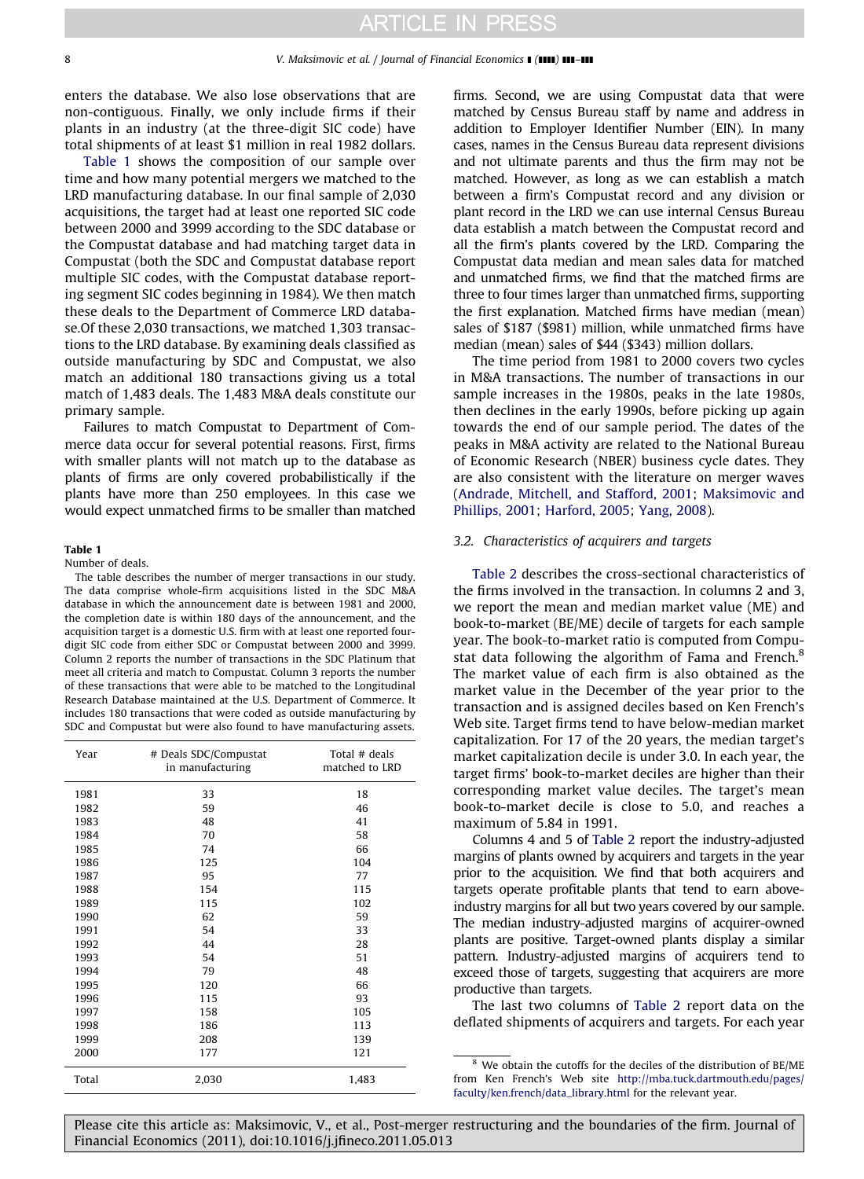enters the database. We also lose observations that are non-contiguous. Finally, we only include firms if their plants in an industry (at the three-digit SIC code) have total shipments of at least $1 million in real 1982 dollars.

Table 1 shows the composition of our sample over time and how many potential mergers we matched to the LRD manufacturing database. In our final sample of 2,030 acquisitions, the target had at least one reported SIC code between 2000 and 3999 according to the SDC database or the Compustat database and had matching target data in Compustat (both the SDC and Compustat database report multiple SIC codes, with the Compustat database reporting segment SIC codes beginning in 1984). We then match these deals to the Department of Commerce LRD database.Of these 2,030 transactions, we matched 1,303 transactions to the LRD database. By examining deals classified as outside manufacturing by SDC and Compustat, we also match an additional 180 transactions giving us a total match of 1,483 deals. The 1,483 M&A deals constitute our primary sample.

Failures to match Compustat to Department of Commerce data occur for several potential reasons. First, firms with smaller plants will not match up to the database as plants of firms are only covered probabilistically if the plants have more than 250 employees. In this case we would expect unmatched firms to be smaller than matched firms. Second, we are using Compustat data that were matched by Census Bureau staff by name and address in addition to Employer Identifier Number (EIN). In many cases, names in the Census Bureau data represent divisions and not ultimate parents and thus the firm may not be matched. However, as long as we can establish a match between a firm's Compustat record and any division or plant record in the LRD we can use internal Census Bureau data establish a match between the Compustat record and all the firm's plants covered by the LRD. Comparing the Compustat data median and mean sales data for matched and unmatched firms, we find that the matched firms are three to four times larger than unmatched firms, supporting the first explanation. Matched firms have median (mean) sales of $187 ($981) million, while unmatched firms have median (mean) sales of $44 ($343) million dollars.

The time period from 1981 to 2000 covers two cycles in M&A transactions. The number of transactions in our sample increases in the 1980s, peaks in the late 1980s, then declines in the early 1990s, before picking up again towards the end of our sample period. The dates of the peaks in M&A activity are related to the National Bureau of Economic Research (NBER) business cycle dates. They are also consistent with the literature on merger waves (Andrade, Mitchell, and Stafford, 2001; Maksimovic and Phillips, 2001; Harford, 2005; Yang, 2008).

**Table 1**

Number of deals.

The table describes the number of merger transactions in our study. The data comprise whole-firm acquisitions listed in the SDC M&A database in which the announcement date is between 1981 and 2000, the completion date is within 180 days of the announcement, and the acquisition target is a domestic U.S. firm with at least one reported four-digit SIC code from either SDC or Compustat between 2000 and 3999. Column 2 reports the number of transactions in the SDC Platinum that meet all criteria and match to Compustat. Column 3 reports the number of these transactions that were able to be matched to the Longitudinal Research Database maintained at the U.S. Department of Commerce. It includes 180 transactions that were coded as outside manufacturing by SDC and Compustat but were also found to have manufacturing assets.

| Year | # Deals SDC/Compustat in manufacturing | Total # deals matched to LRD |
|---|---|---|
| 1981 | 33 | 18 |
| 1982 | 59 | 46 |
| 1983 | 48 | 41 |
| 1984 | 70 | 58 |
| 1985 | 74 | 66 |
| 1986 | 125 | 104 |
| 1987 | 95 | 77 |
| 1988 | 154 | 115 |
| 1989 | 115 | 102 |
| 1990 | 62 | 59 |
| 1991 | 54 | 33 |
| 1992 | 44 | 28 |
| 1993 | 54 | 51 |
| 1994 | 79 | 48 |
| 1995 | 120 | 66 |
| 1996 | 115 | 93 |
| 1997 | 158 | 105 |
| 1998 | 186 | 113 |
| 1999 | 208 | 139 |
| 2000 | 177 | 121 |
| Total | 2,030 | 1,483 |

### 3.2. Characteristics of acquirers and targets

Table 2 describes the cross-sectional characteristics of the firms involved in the transaction. In columns 2 and 3, we report the mean and median market value (ME) and book-to-market (BE/ME) decile of targets for each sample year. The book-to-market ratio is computed from Compustat data following the algorithm of Fama and French.[8] The market value of each firm is also obtained as the market value in the December of the year prior to the transaction and is assigned deciles based on Ken French's Web site. Target firms tend to have below-median market capitalization. For 17 of the 20 years, the median target's market capitalization decile is under 3.0. In each year, the target firms' book-to-market deciles are higher than their corresponding market value deciles. The target's mean book-to-market decile is close to 5.0, and reaches a maximum of 5.84 in 1991.

Columns 4 and 5 of Table 2 report the industry-adjusted margins of plants owned by acquirers and targets in the year prior to the acquisition. We find that both acquirers and targets operate profitable plants that tend to earn above-industry margins for all but two years covered by our sample. The median industry-adjusted margins of acquirer-owned plants are positive. Target-owned plants display a similar pattern. Industry-adjusted margins of acquirers tend to exceed those of targets, suggesting that acquirers are more productive than targets.

The last two columns of Table 2 report data on the deflated shipments of acquirers and targets. For each year

[8] We obtain the cutoffs for the deciles of the distribution of BE/ME from Ken French's Web site http://mba.tuck.dartmouth.edu/pages/faculty/ken.french/data_library.html for the relevant year.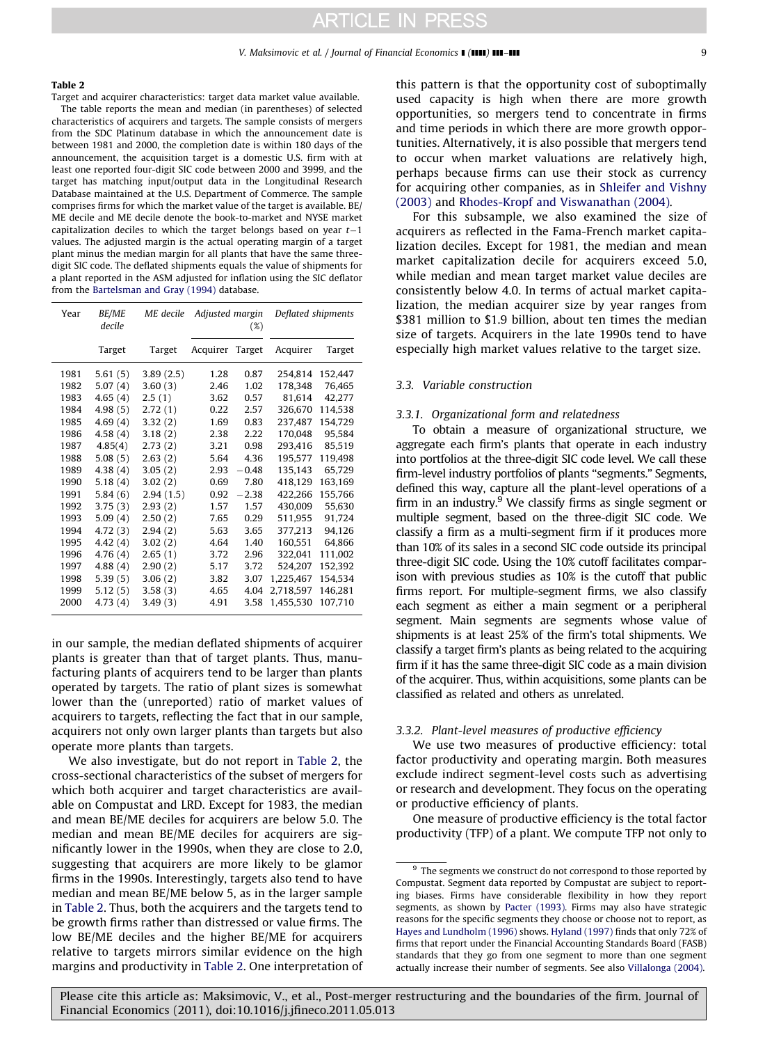**Table 2**

Target and acquirer characteristics: target data market value available.

The table reports the mean and median (in parentheses) of selected characteristics of acquirers and targets. The sample consists of mergers from the SDC Platinum database in which the announcement date is between 1981 and 2000, the completion date is within 180 days of the announcement, the acquisition target is a domestic U.S. firm with at least one reported four-digit SIC code between 2000 and 3999, and the target has matching input/output data in the Longitudinal Research Database maintained at the U.S. Department of Commerce. The sample comprises firms for which the market value of the target is available. BE/ME decile and ME decile denote the book-to-market and NYSE market capitalization deciles to which the target belongs based on year $t-1$ values. The adjusted margin is the actual operating margin of a target plant minus the median margin for all plants that have the same three-digit SIC code. The deflated shipments equals the value of shipments for a plant reported in the ASM adjusted for inflation using the SIC deflator from the Bartelsman and Gray (1994) database.

| Year | BE/ME decile | ME decile | Adjusted margin (%) | | Deflated shipments | |
|---|---|---|---|---|---|---|
| | Target | Target | Acquirer | Target | Acquirer | Target |
| 1981 | 5.61 (5) | 3.89 (2.5) | 1.28 | 0.87 | 254,814 | 152,447 |
| 1982 | 5.07 (4) | 3.60 (3) | 2.46 | 1.02 | 178,348 | 76,465 |
| 1983 | 4.65 (4) | 2.5 (1) | 3.62 | 0.57 | 81,614 | 42,277 |
| 1984 | 4.98 (5) | 2.72 (1) | 0.22 | 2.57 | 326,670 | 114,538 |
| 1985 | 4.69 (4) | 3.32 (2) | 1.69 | 0.83 | 237,487 | 154,729 |
| 1986 | 4.58 (4) | 3.18 (2) | 2.38 | 2.22 | 170,048 | 95,584 |
| 1987 | 4.85(4) | 2.73 (2) | 3.21 | 0.98 | 293,416 | 85,519 |
| 1988 | 5.08 (5) | 2.63 (2) | 5.64 | 4.36 | 195,577 | 119,498 |
| 1989 | 4.38 (4) | 3.05 (2) | 2.93 | −0.48 | 135,143 | 65,729 |
| 1990 | 5.18 (4) | 3.02 (2) | 0.69 | 7.80 | 418,129 | 163,169 |
| 1991 | 5.84 (6) | 2.94 (1.5) | 0.92 | −2.38 | 422,266 | 155,766 |
| 1992 | 3.75 (3) | 2.93 (2) | 1.57 | 1.57 | 430,009 | 55,630 |
| 1993 | 5.09 (4) | 2.50 (2) | 7.65 | 0.29 | 511,955 | 91,724 |
| 1994 | 4.72 (3) | 2.94 (2) | 5.63 | 3.65 | 377,213 | 94,126 |
| 1995 | 4.42 (4) | 3.02 (2) | 4.64 | 1.40 | 160,551 | 64,866 |
| 1996 | 4.76 (4) | 2.65 (1) | 3.72 | 2.96 | 322,041 | 111,002 |
| 1997 | 4.88 (4) | 2.90 (2) | 5.17 | 3.72 | 524,207 | 152,392 |
| 1998 | 5.39 (5) | 3.06 (2) | 3.82 | 3.07 | 1,225,467 | 154,534 |
| 1999 | 5.12 (5) | 3.58 (3) | 4.65 | 4.04 | 2,718,597 | 146,281 |
| 2000 | 4.73 (4) | 3.49 (3) | 4.91 | 3.58 | 1,455,530 | 107,710 |

in our sample, the median deflated shipments of acquirer plants is greater than that of target plants. Thus, manufacturing plants of acquirers tend to be larger than plants operated by targets. The ratio of plant sizes is somewhat lower than the (unreported) ratio of market values of acquirers to targets, reflecting the fact that in our sample, acquirers not only own larger plants than targets but also operate more plants than targets.

We also investigate, but do not report in Table 2, the cross-sectional characteristics of the subset of mergers for which both acquirer and target characteristics are available on Compustat and LRD. Except for 1983, the median and mean BE/ME deciles for acquirers are below 5.0. The median and mean BE/ME deciles for acquirers are significantly lower in the 1990s, when they are close to 2.0, suggesting that acquirers are more likely to be glamor firms in the 1990s. Interestingly, targets also tend to have median and mean BE/ME below 5, as in the larger sample in Table 2. Thus, both the acquirers and the targets tend to be growth firms rather than distressed or value firms. The low BE/ME deciles and the higher BE/ME for acquirers relative to targets mirrors similar evidence on the high margins and productivity in Table 2. One interpretation of this pattern is that the opportunity cost of suboptimally used capacity is high when there are more growth opportunities, so mergers tend to concentrate in firms and time periods in which there are more growth opportunities. Alternatively, it is also possible that mergers tend to occur when market valuations are relatively high, perhaps because firms can use their stock as currency for acquiring other companies, as in Shleifer and Vishny (2003) and Rhodes-Kropf and Viswanathan (2004).

For this subsample, we also examined the size of acquirers as reflected in the Fama-French market capitalization deciles. Except for 1981, the median and mean market capitalization decile for acquirers exceed 5.0, while median and mean target market value deciles are consistently below 4.0. In terms of actual market capitalization, the median acquirer size by year ranges from \$381 million to \$1.9 billion, about ten times the median size of targets. Acquirers in the late 1990s tend to have especially high market values relative to the target size.

### 3.3. Variable construction

#### 3.3.1. Organizational form and relatedness

To obtain a measure of organizational structure, we aggregate each firm's plants that operate in each industry into portfolios at the three-digit SIC code level. We call these firm-level industry portfolios of plants "segments." Segments, defined this way, capture all the plant-level operations of a firm in an industry.[9] We classify firms as single segment or multiple segment, based on the three-digit SIC code. We classify a firm as a multi-segment firm if it produces more than 10% of its sales in a second SIC code outside its principal three-digit SIC code. Using the 10% cutoff facilitates comparison with previous studies as 10% is the cutoff that public firms report. For multiple-segment firms, we also classify each segment as either a main segment or a peripheral segment. Main segments are segments whose value of shipments is at least 25% of the firm's total shipments. We classify a target firm's plants as being related to the acquiring firm if it has the same three-digit SIC code as a main division of the acquirer. Thus, within acquisitions, some plants can be classified as related and others as unrelated.

#### 3.3.2. Plant-level measures of productive efficiency

We use two measures of productive efficiency: total factor productivity and operating margin. Both measures exclude indirect segment-level costs such as advertising or research and development. They focus on the operating or productive efficiency of plants.

One measure of productive efficiency is the total factor productivity (TFP) of a plant. We compute TFP not only to

[9] The segments we construct do not correspond to those reported by Compustat. Segment data reported by Compustat are subject to reporting biases. Firms have considerable flexibility in how they report segments, as shown by Pacter (1993). Firms may also have strategic reasons for the specific segments they choose or choose not to report, as Hayes and Lundholm (1996) shows. Hyland (1997) finds that only 72% of firms that report under the Financial Accounting Standards Board (FASB) standards that they go from one segment to more than one segment actually increase their number of segments. See also Villalonga (2004).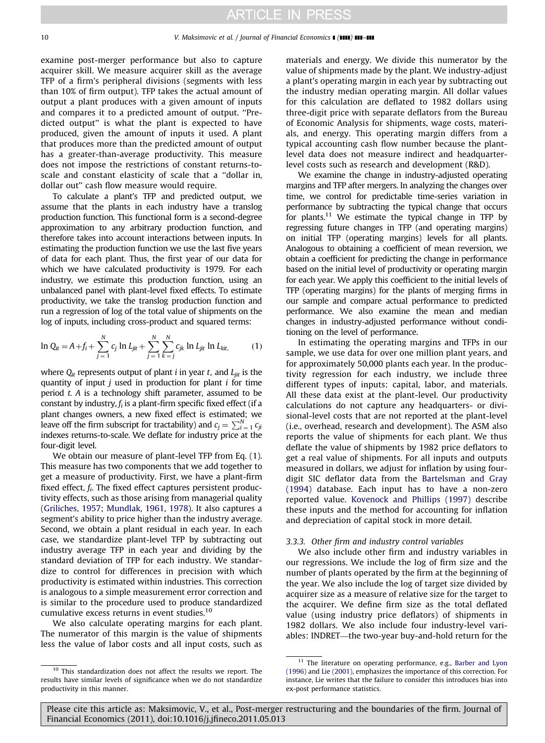examine post-merger performance but also to capture acquirer skill. We measure acquirer skill as the average TFP of a firm's peripheral divisions (segments with less than 10% of firm output). TFP takes the actual amount of output a plant produces with a given amount of inputs and compares it to a predicted amount of output. "Predicted output" is what the plant is expected to have produced, given the amount of inputs it used. A plant that produces more than the predicted amount of output has a greater-than-average productivity. This measure does not impose the restrictions of constant returns-to-scale and constant elasticity of scale that a "dollar in, dollar out" cash flow measure would require.

To calculate a plant's TFP and predicted output, we assume that the plants in each industry have a translog production function. This functional form is a second-degree approximation to any arbitrary production function, and therefore takes into account interactions between inputs. In estimating the production function we use the last five years of data for each plant. Thus, the first year of our data for which we have calculated productivity is 1979. For each industry, we estimate this production function, using an unbalanced panel with plant-level fixed effects. To estimate productivity, we take the translog production function and run a regression of log of the total value of shipments on the log of inputs, including cross-product and squared terms:

$$\ln Q_{it} = A + f_i + \sum_{j=1}^{N} c_j \ln L_{jit} + \sum_{j=1}^{N} \sum_{k=j}^{N} c_{jk} \ln L_{jit} \ln L_{kit}, \qquad (1)$$

where $Q_{it}$ represents output of plant $i$ in year $t$, and $L_{jit}$ is the quantity of input $j$ used in production for plant $i$ for time period $t$. $A$ is a technology shift parameter, assumed to be constant by industry, $f_i$ is a plant-firm specific fixed effect (if a plant changes owners, a new fixed effect is estimated; we leave off the firm subscript for tractability) and $c_j = \sum_{i=1}^{N} c_{ji}$ indexes returns-to-scale. We deflate for industry price at the four-digit level.

We obtain our measure of plant-level TFP from Eq. (1). This measure has two components that we add together to get a measure of productivity. First, we have a plant-firm fixed effect, $f_i$. The fixed effect captures persistent productivity effects, such as those arising from managerial quality (Griliches, 1957; Mundlak, 1961, 1978). It also captures a segment's ability to price higher than the industry average. Second, we obtain a plant residual in each year. In each case, we standardize plant-level TFP by subtracting out industry average TFP in each year and dividing by the standard deviation of TFP for each industry. We standardize to control for differences in precision with which productivity is estimated within industries. This correction is analogous to a simple measurement error correction and is similar to the procedure used to produce standardized cumulative excess returns in event studies.[10]

We also calculate operating margins for each plant. The numerator of this margin is the value of shipments less the value of labor costs and all input costs, such as materials and energy. We divide this numerator by the value of shipments made by the plant. We industry-adjust a plant's operating margin in each year by subtracting out the industry median operating margin. All dollar values for this calculation are deflated to 1982 dollars using three-digit price with separate deflators from the Bureau of Economic Analysis for shipments, wage costs, materials, and energy. This operating margin differs from a typical accounting cash flow number because the plant-level data does not measure indirect and headquarter-level costs such as research and development (R&D).

We examine the change in industry-adjusted operating margins and TFP after mergers. In analyzing the changes over time, we control for predictable time-series variation in performance by subtracting the typical change that occurs for plants.[11] We estimate the typical change in TFP by regressing future changes in TFP (and operating margins) on initial TFP (operating margins) levels for all plants. Analogous to obtaining a coefficient of mean reversion, we obtain a coefficient for predicting the change in performance based on the initial level of productivity or operating margin for each year. We apply this coefficient to the initial levels of TFP (operating margins) for the plants of merging firms in our sample and compare actual performance to predicted performance. We also examine the mean and median changes in industry-adjusted performance without conditioning on the level of performance.

In estimating the operating margins and TFPs in our sample, we use data for over one million plant years, and for approximately 50,000 plants each year. In the productivity regression for each industry, we include three different types of inputs: capital, labor, and materials. All these data exist at the plant-level. Our productivity calculations do not capture any headquarters- or divisional-level costs that are not reported at the plant-level (i.e., overhead, research and development). The ASM also reports the value of shipments for each plant. We thus deflate the value of shipments by 1982 price deflators to get a real value of shipments. For all inputs and outputs measured in dollars, we adjust for inflation by using four-digit SIC deflator data from the Bartelsman and Gray (1994) database. Each input has to have a non-zero reported value. Kovenock and Phillips (1997) describe these inputs and the method for accounting for inflation and depreciation of capital stock in more detail.

### 3.3.3. Other firm and industry control variables

We also include other firm and industry variables in our regressions. We include the log of firm size and the number of plants operated by the firm at the beginning of the year. We also include the log of target size divided by acquirer size as a measure of relative size for the target to the acquirer. We define firm size as the total deflated value (using industry price deflators) of shipments in 1982 dollars. We also include four industry-level variables: INDRET—the two-year buy-and-hold return for the

[10] This standardization does not affect the results we report. The results have similar levels of significance when we do not standardize productivity in this manner.

[11] The literature on operating performance, e.g., Barber and Lyon (1996) and Lie (2001), emphasizes the importance of this correction. For instance, Lie writes that the failure to consider this introduces bias into ex-post performance statistics.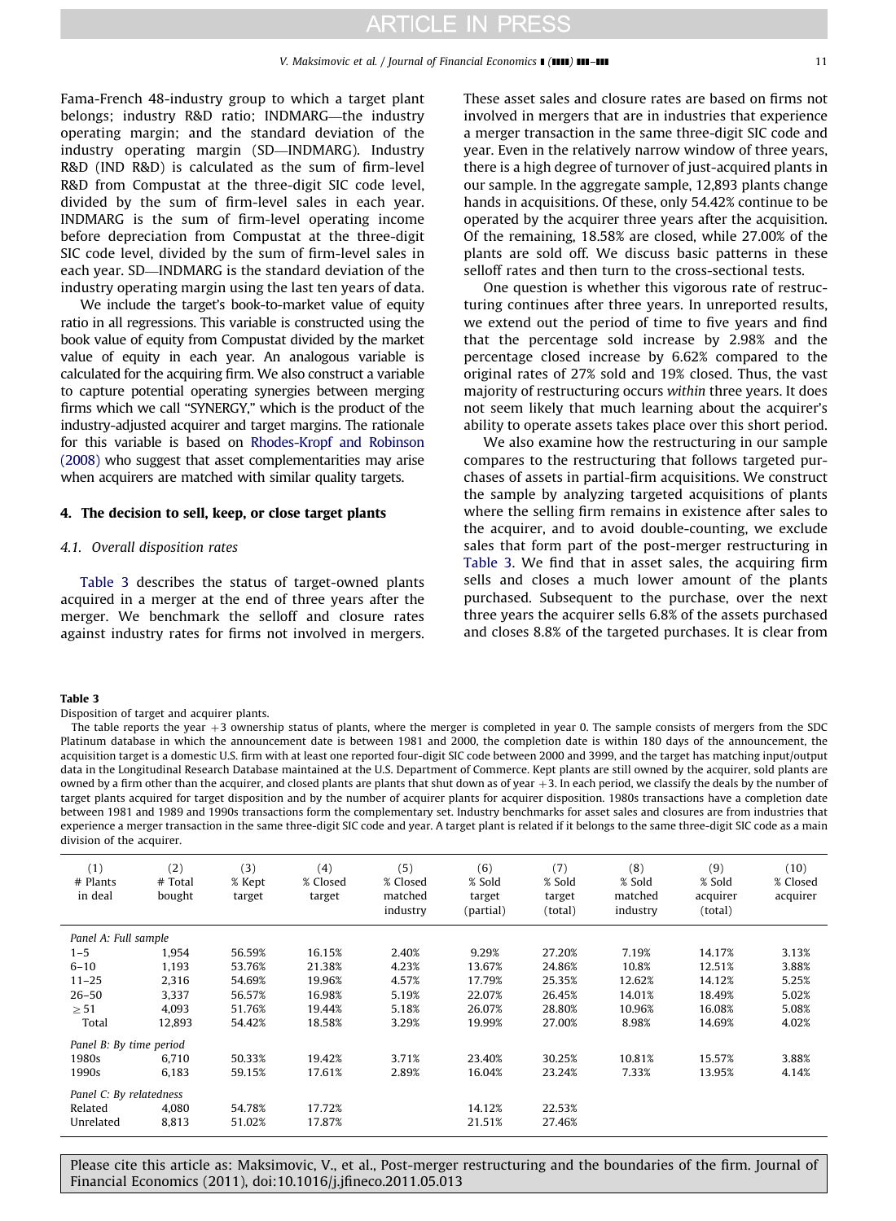Fama-French 48-industry group to which a target plant belongs; industry R&D ratio; INDMARG—the industry operating margin; and the standard deviation of the industry operating margin (SD—INDMARG). Industry R&D (IND R&D) is calculated as the sum of firm-level R&D from Compustat at the three-digit SIC code level, divided by the sum of firm-level sales in each year. INDMARG is the sum of firm-level operating income before depreciation from Compustat at the three-digit SIC code level, divided by the sum of firm-level sales in each year. SD—INDMARG is the standard deviation of the industry operating margin using the last ten years of data.

We include the target's book-to-market value of equity ratio in all regressions. This variable is constructed using the book value of equity from Compustat divided by the market value of equity in each year. An analogous variable is calculated for the acquiring firm. We also construct a variable to capture potential operating synergies between merging firms which we call "SYNERGY," which is the product of the industry-adjusted acquirer and target margins. The rationale for this variable is based on Rhodes-Kropf and Robinson (2008) who suggest that asset complementarities may arise when acquirers are matched with similar quality targets.

## 4. The decision to sell, keep, or close target plants

### 4.1. Overall disposition rates

Table 3 describes the status of target-owned plants acquired in a merger at the end of three years after the merger. We benchmark the selloff and closure rates against industry rates for firms not involved in mergers. These asset sales and closure rates are based on firms not involved in mergers that are in industries that experience a merger transaction in the same three-digit SIC code and year. Even in the relatively narrow window of three years, there is a high degree of turnover of just-acquired plants in our sample. In the aggregate sample, 12,893 plants change hands in acquisitions. Of these, only 54.42% continue to be operated by the acquirer three years after the acquisition. Of the remaining, 18.58% are closed, while 27.00% of the plants are sold off. We discuss basic patterns in these selloff rates and then turn to the cross-sectional tests.

One question is whether this vigorous rate of restructuring continues after three years. In unreported results, we extend out the period of time to five years and find that the percentage sold increase by 2.98% and the percentage closed increase by 6.62% compared to the original rates of 27% sold and 19% closed. Thus, the vast majority of restructuring occurs *within* three years. It does not seem likely that much learning about the acquirer's ability to operate assets takes place over this short period.

We also examine how the restructuring in our sample compares to the restructuring that follows targeted purchases of assets in partial-firm acquisitions. We construct the sample by analyzing targeted acquisitions of plants where the selling firm remains in existence after sales to the acquirer, and to avoid double-counting, we exclude sales that form part of the post-merger restructuring in Table 3. We find that in asset sales, the acquiring firm sells and closes a much lower amount of the plants purchased. Subsequent to the purchase, over the next three years the acquirer sells 6.8% of the assets purchased and closes 8.8% of the targeted purchases. It is clear from

**Table 3**

Disposition of target and acquirer plants.

The table reports the year +3 ownership status of plants, where the merger is completed in year 0. The sample consists of mergers from the SDC Platinum database in which the announcement date is between 1981 and 2000, the completion date is within 180 days of the announcement, the acquisition target is a domestic U.S. firm with at least one reported four-digit SIC code between 2000 and 3999, and the target has matching input/output data in the Longitudinal Research Database maintained at the U.S. Department of Commerce. Kept plants are still owned by the acquirer, sold plants are owned by a firm other than the acquirer, and closed plants are plants that shut down as of year +3. In each period, we classify the deals by the number of target plants acquired for target disposition and by the number of acquirer plants for acquirer disposition. 1980s transactions have a completion date between 1981 and 1989 and 1990s transactions form the complementary set. Industry benchmarks for asset sales and closures are from industries that experience a merger transaction in the same three-digit SIC code and year. A target plant is related if it belongs to the same three-digit SIC code as a main division of the acquirer.

| (1) # Plants in deal | (2) # Total bought | (3) % Kept target | (4) % Closed target | (5) % Closed matched industry | (6) % Sold target (partial) | (7) % Sold target (total) | (8) % Sold matched industry | (9) % Sold acquirer (total) | (10) % Closed acquirer |
|---|---|---|---|---|---|---|---|---|---|
| *Panel A: Full sample* | | | | | | | | | |
| 1–5 | 1,954 | 56.59% | 16.15% | 2.40% | 9.29% | 27.20% | 7.19% | 14.17% | 3.13% |
| 6–10 | 1,193 | 53.76% | 21.38% | 4.23% | 13.67% | 24.86% | 10.8% | 12.51% | 3.88% |
| 11–25 | 2,316 | 54.69% | 19.96% | 4.57% | 17.79% | 25.35% | 12.62% | 14.12% | 5.25% |
| 26–50 | 3,337 | 56.57% | 16.98% | 5.19% | 22.07% | 26.45% | 14.01% | 18.49% | 5.02% |
| ≥ 51 | 4,093 | 51.76% | 19.44% | 5.18% | 26.07% | 28.80% | 10.96% | 16.08% | 5.08% |
| Total | 12,893 | 54.42% | 18.58% | 3.29% | 19.99% | 27.00% | 8.98% | 14.69% | 4.02% |
| *Panel B: By time period* | | | | | | | | | |
| 1980s | 6,710 | 50.33% | 19.42% | 3.71% | 23.40% | 30.25% | 10.81% | 15.57% | 3.88% |
| 1990s | 6,183 | 59.15% | 17.61% | 2.89% | 16.04% | 23.24% | 7.33% | 13.95% | 4.14% |
| *Panel C: By relatedness* | | | | | | | | | |
| Related | 4,080 | 54.78% | 17.72% | | 14.12% | 22.53% | | | |
| Unrelated | 8,813 | 51.02% | 17.87% | | 21.51% | 27.46% | | | |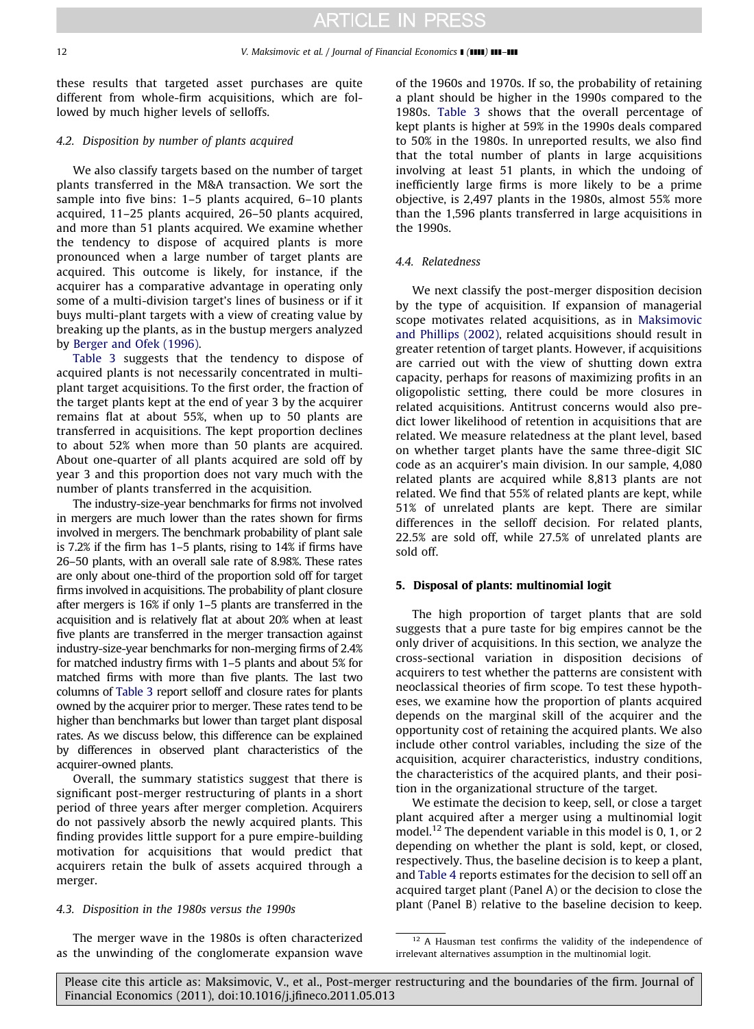these results that targeted asset purchases are quite different from whole-firm acquisitions, which are followed by much higher levels of selloffs.

### 4.2. Disposition by number of plants acquired

We also classify targets based on the number of target plants transferred in the M&A transaction. We sort the sample into five bins: 1–5 plants acquired, 6–10 plants acquired, 11–25 plants acquired, 26–50 plants acquired, and more than 51 plants acquired. We examine whether the tendency to dispose of acquired plants is more pronounced when a large number of target plants are acquired. This outcome is likely, for instance, if the acquirer has a comparative advantage in operating only some of a multi-division target's lines of business or if it buys multi-plant targets with a view of creating value by breaking up the plants, as in the bustup mergers analyzed by Berger and Ofek (1996).

Table 3 suggests that the tendency to dispose of acquired plants is not necessarily concentrated in multi-plant target acquisitions. To the first order, the fraction of the target plants kept at the end of year 3 by the acquirer remains flat at about 55%, when up to 50 plants are transferred in acquisitions. The kept proportion declines to about 52% when more than 50 plants are acquired. About one-quarter of all plants acquired are sold off by year 3 and this proportion does not vary much with the number of plants transferred in the acquisition.

The industry-size-year benchmarks for firms not involved in mergers are much lower than the rates shown for firms involved in mergers. The benchmark probability of plant sale is 7.2% if the firm has 1–5 plants, rising to 14% if firms have 26–50 plants, with an overall sale rate of 8.98%. These rates are only about one-third of the proportion sold off for target firms involved in acquisitions. The probability of plant closure after mergers is 16% if only 1–5 plants are transferred in the acquisition and is relatively flat at about 20% when at least five plants are transferred in the merger transaction against industry-size-year benchmarks for non-merging firms of 2.4% for matched industry firms with 1–5 plants and about 5% for matched firms with more than five plants. The last two columns of Table 3 report selloff and closure rates for plants owned by the acquirer prior to merger. These rates tend to be higher than benchmarks but lower than target plant disposal rates. As we discuss below, this difference can be explained by differences in observed plant characteristics of the acquirer-owned plants.

Overall, the summary statistics suggest that there is significant post-merger restructuring of plants in a short period of three years after merger completion. Acquirers do not passively absorb the newly acquired plants. This finding provides little support for a pure empire-building motivation for acquisitions that would predict that acquirers retain the bulk of assets acquired through a merger.

### 4.3. Disposition in the 1980s versus the 1990s

The merger wave in the 1980s is often characterized as the unwinding of the conglomerate expansion wave of the 1960s and 1970s. If so, the probability of retaining a plant should be higher in the 1990s compared to the 1980s. Table 3 shows that the overall percentage of kept plants is higher at 59% in the 1990s deals compared to 50% in the 1980s. In unreported results, we also find that the total number of plants in large acquisitions involving at least 51 plants, in which the undoing of inefficiently large firms is more likely to be a prime objective, is 2,497 plants in the 1980s, almost 55% more than the 1,596 plants transferred in large acquisitions in the 1990s.

### 4.4. Relatedness

We next classify the post-merger disposition decision by the type of acquisition. If expansion of managerial scope motivates related acquisitions, as in Maksimovic and Phillips (2002), related acquisitions should result in greater retention of target plants. However, if acquisitions are carried out with the view of shutting down extra capacity, perhaps for reasons of maximizing profits in an oligopolistic setting, there could be more closures in related acquisitions. Antitrust concerns would also predict lower likelihood of retention in acquisitions that are related. We measure relatedness at the plant level, based on whether target plants have the same three-digit SIC code as an acquirer's main division. In our sample, 4,080 related plants are acquired while 8,813 plants are not related. We find that 55% of related plants are kept, while 51% of unrelated plants are kept. There are similar differences in the selloff decision. For related plants, 22.5% are sold off, while 27.5% of unrelated plants are sold off.

## 5. Disposal of plants: multinomial logit

The high proportion of target plants that are sold suggests that a pure taste for big empires cannot be the only driver of acquisitions. In this section, we analyze the cross-sectional variation in disposition decisions of acquirers to test whether the patterns are consistent with neoclassical theories of firm scope. To test these hypotheses, we examine how the proportion of plants acquired depends on the marginal skill of the acquirer and the opportunity cost of retaining the acquired plants. We also include other control variables, including the size of the acquisition, acquirer characteristics, industry conditions, the characteristics of the acquired plants, and their position in the organizational structure of the target.

We estimate the decision to keep, sell, or close a target plant acquired after a merger using a multinomial logit model.[12] The dependent variable in this model is 0, 1, or 2 depending on whether the plant is sold, kept, or closed, respectively. Thus, the baseline decision is to keep a plant, and Table 4 reports estimates for the decision to sell off an acquired target plant (Panel A) or the decision to close the plant (Panel B) relative to the baseline decision to keep.

[12] A Hausman test confirms the validity of the independence of irrelevant alternatives assumption in the multinomial logit.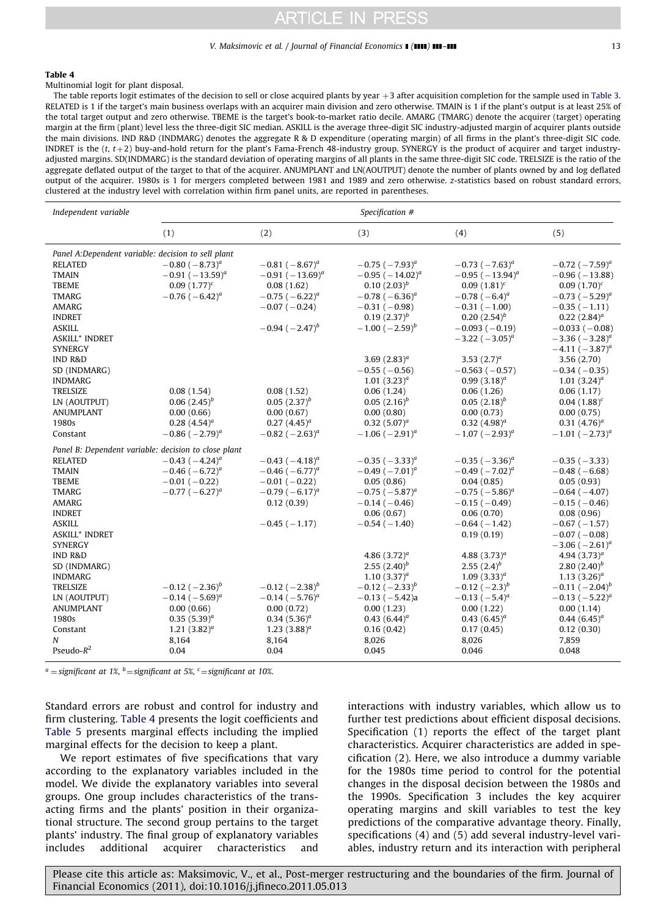**Table 4**

Multinomial logit for plant disposal.

The table reports logit estimates of the decision to sell or close acquired plants by year +3 after acquisition completion for the sample used in Table 3. RELATED is 1 if the target's main business overlaps with an acquirer main division and zero otherwise. TMAIN is 1 if the plant's output is at least 25% of the total target output and zero otherwise. TBEME is the target's book-to-market ratio decile. AMARG (TMARG) denote the acquirer (target) operating margin at the firm (plant) level less the three-digit SIC median. ASKILL is the average three-digit SIC industry-adjusted margin of acquirer plants outside the main divisions. IND R&D (INDMARG) denotes the aggregate R & D expenditure (operating margin) of all firms in the plant's three-digit SIC code. INDRET is the $(t, t+2)$ buy-and-hold return for the plant's Fama-French 48-industry group. SYNERGY is the product of acquirer and target industry-adjusted margins. SD(INDMARG) is the standard deviation of operating margins of all plants in the same three-digit SIC code. TRELSIZE is the ratio of the aggregate deflated output of the target to that of the acquirer. ANUMPLANT and LN(AOUTPUT) denote the number of plants owned by and log deflated output of the acquirer. 1980s is 1 for mergers completed between 1981 and 1989 and zero otherwise. z-statistics based on robust standard errors, clustered at the industry level with correlation within firm panel units, are reported in parentheses.

| *Independent variable* | *Specification #* | | | | |
|---|---|---|---|---|---|
| | (1) | (2) | (3) | (4) | (5) |
| *Panel A:Dependent variable: decision to sell plant* | | | | | |
| RELATED | −0.80 (−8.73)[a] | −0.81 (−8.67)[a] | −0.75 (−7.93)[a] | −0.73 (−7.63)[a] | −0.72 (−7.59)[a] |
| TMAIN | −0.91 (−13.59)[a] | −0.91 (−13.69)[a] | −0.95 (−14.02)[a] | −0.95 (−13.94)[a] | −0.96 (−13.88) |
| TBEME | 0.09 (1.77)[c] | 0.08 (1.62) | 0.10 (2.03)[b] | 0.09 (1.81)[c] | 0.09 (1.70)[c] |
| TMARG | −0.76 (−6.42)[a] | −0.75 (−6.22)[a] | −0.78 (−6.36)[a] | −0.78 (−6.4)[a] | −0.73 (−5.29)[a] |
| AMARG | | −0.07 (−0.24) | −0.31 (−0.98) | −0.31 (−1.00) | −0.35 (−1.11) |
| INDRET | | | 0.19 (2.37)[b] | 0.20 (2.54)[b] | 0.22 (2.84)[a] |
| ASKILL | | −0.94 (−2.47)[b] | −1.00 (−2.59)[b] | −0.093 (−0.19) | −0.033 (−0.08) |
| ASKILL* INDRET | | | | −3.22 (−3.05)[a] | −3.36 (−3.28)[a] |
| SYNERGY | | | | | −4.11 (−3.87)[a] |
| IND R&D | | | 3.69 (2.83)[a] | 3.53 (2.7)[a] | 3.56 (2.70) |
| SD (INDMARG) | | | −0.55 (−0.56) | −0.563 (−0.57) | −0.34 (−0.35) |
| INDMARG | | | 1.01 (3.23)[a] | 0.99 (3.18)[a] | 1.01 (3.24)[a] |
| TRELSIZE | 0.08 (1.54) | 0.08 (1.52) | 0.06 (1.24) | 0.06 (1.26) | 0.06 (1.17) |
| LN (AOUTPUT) | 0.06 (2.45)[b] | 0.05 (2.37)[b] | 0.05 (2.16)[b] | 0.05 (2.18)[b] | 0.04 (1.88)[c] |
| ANUMPLANT | 0.00 (0.66) | 0.00 (0.67) | 0.00 (0.80) | 0.00 (0.73) | 0.00 (0.75) |
| 1980s | 0.28 (4.54)[a] | 0.27 (4.45)[a] | 0.32 (5.07)[a] | 0.32 (4.98)[a] | 0.31 (4.76)[a] |
| Constant | −0.86 (−2.79)[a] | −0.82 (−2.63)[a] | −1.06 (−2.91)[a] | −1.07 (−2.93)[a] | −1.01 (−2.73)[a] |
| *Panel B: Dependent variable: decision to close plant* | | | | | |
| RELATED | −0.43 (−4.24)[a] | −0.43 (−4.18)[a] | −0.35 (−3.33)[a] | −0.35 (−3.36)[a] | −0.35 (−3.33) |
| TMAIN | −0.46 (−6.72)[a] | −0.46 (−6.77)[a] | −0.49 (−7.01)[a] | −0.49 (−7.02)[a] | −0.48 (−6.68) |
| TBEME | −0.01 (−0.22) | −0.01 (−0.22) | 0.05 (0.86) | 0.04 (0.85) | 0.05 (0.93) |
| TMARG | −0.77 (−6.27)[a] | −0.79 (−6.17)[a] | −0.75 (−5.87)[a] | −0.75 (−5.86)[a] | −0.64 (−4.07) |
| AMARG | | 0.12 (0.39) | −0.14 (−0.46) | −0.15 (−0.49) | −0.15 (−0.46) |
| INDRET | | | 0.06 (0.67) | 0.06 (0.70) | 0.08 (0.96) |
| ASKILL | | −0.45 (−1.17) | −0.54 (−1.40) | −0.64 (−1.42) | −0.67 (−1.57) |
| ASKILL* INDRET | | | | 0.19 (0.19) | −0.07 (−0.08) |
| SYNERGY | | | | | −3.06 (−2.61)[a] |
| IND R&D | | | 4.86 (3.72)[a] | 4.88 (3.73)[a] | 4.94 (3.73)[a] |
| SD (INDMARG) | | | 2.55 (2.40)[b] | 2.55 (2.4)[b] | 2.80 (2.40)[b] |
| INDMARG | | | 1.10 (3.37)[a] | 1.09 (3.33)[a] | 1.13 (3.26)[a] |
| TRELSIZE | −0.12 (−2.36)[b] | −0.12 (−2.38)[b] | −0.12 (−2.33)[b] | −0.12 (−2.3)[b] | −0.11 (−2.04)[b] |
| LN (AOUTPUT) | −0.14 (−5.69)[a] | −0.14 (−5.76)[a] | −0.13 (−5.42)a | −0.13 (−5.4)[a] | −0.13 (−5.22)[a] |
| ANUMPLANT | 0.00 (0.66) | 0.00 (0.72) | 0.00 (1.23) | 0.00 (1.22) | 0.00 (1.14) |
| 1980s | 0.35 (5.39)[a] | 0.34 (5.36)[a] | 0.43 (6.44)[a] | 0.43 (6.45)[a] | 0.44 (6.45)[a] |
| Constant | 1.21 (3.82)[a] | 1.23 (3.88)[a] | 0.16 (0.42) | 0.17 (0.45) | 0.12 (0.30) |
| $N$ | 8,164 | 8,164 | 8,026 | 8,026 | 7,859 |
| Pseudo-$R^2$ | 0.04 | 0.04 | 0.045 | 0.046 | 0.048 |

[a] = significant at 1%, [b] = significant at 5%, [c] = significant at 10%.

Standard errors are robust and control for industry and firm clustering. Table 4 presents the logit coefficients and Table 5 presents marginal effects including the implied marginal effects for the decision to keep a plant.

We report estimates of five specifications that vary according to the explanatory variables included in the model. We divide the explanatory variables into several groups. One group includes characteristics of the transacting firms and the plants' position in their organizational structure. The second group pertains to the target plants' industry. The final group of explanatory variables includes additional acquirer characteristics and interactions with industry variables, which allow us to further test predictions about efficient disposal decisions. Specification (1) reports the effect of the target plant characteristics. Acquirer characteristics are added in specification (2). Here, we also introduce a dummy variable for the 1980s time period to control for the potential changes in the disposal decision between the 1980s and the 1990s. Specification 3 includes the key acquirer operating margins and skill variables to test the key predictions of the comparative advantage theory. Finally, specifications (4) and (5) add several industry-level variables, industry return and its interaction with peripheral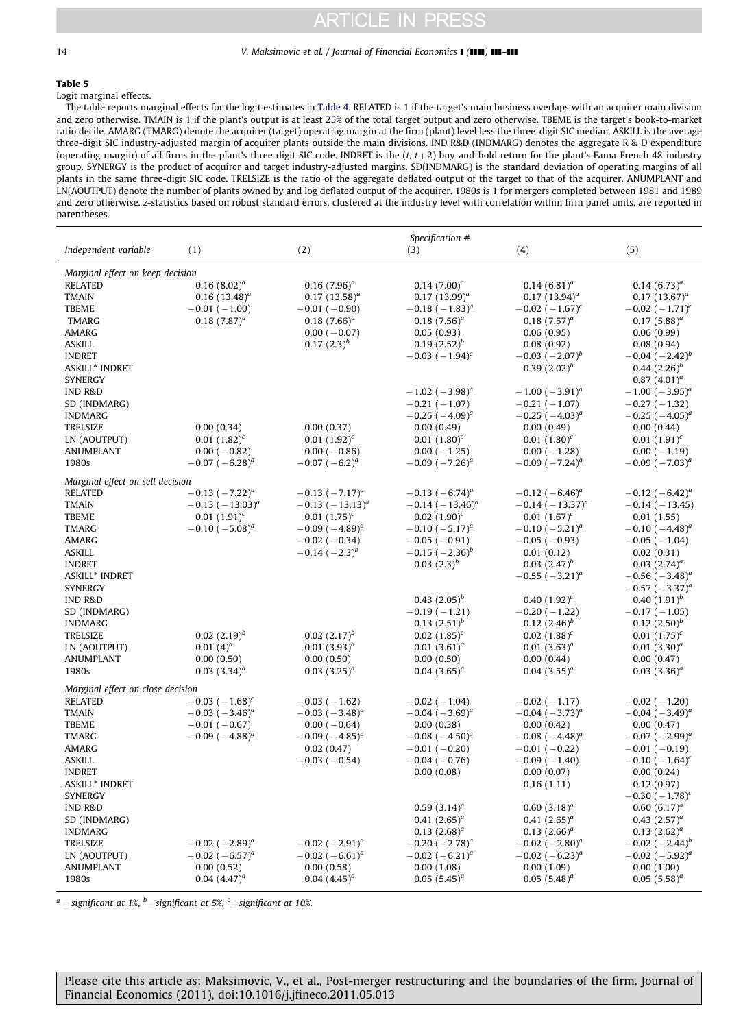**Table 5**

Logit marginal effects.

The table reports marginal effects for the logit estimates in Table 4. RELATED is 1 if the target's main business overlaps with an acquirer main division and zero otherwise. TMAIN is 1 if the plant's output is at least 25% of the total target output and zero otherwise. TBEME is the target's book-to-market ratio decile. AMARG (TMARG) denote the acquirer (target) operating margin at the firm (plant) level less the three-digit SIC median. ASKILL is the average three-digit SIC industry-adjusted margin of acquirer plants outside the main divisions. IND R&D (INDMARG) denotes the aggregate R & D expenditure (operating margin) of all firms in the plant's three-digit SIC code. INDRET is the $(t, t+2)$ buy-and-hold return for the plant's Fama-French 48-industry group. SYNERGY is the product of acquirer and target industry-adjusted margins. SD(INDMARG) is the standard deviation of operating margins of all plants in the same three-digit SIC code. TRELSIZE is the ratio of the aggregate deflated output of the target to that of the acquirer. ANUMPLANT and LN(AOUTPUT) denote the number of plants owned by and log deflated output of the acquirer. 1980s is 1 for mergers completed between 1981 and 1989 and zero otherwise. z-statistics based on robust standard errors, clustered at the industry level with correlation within firm panel units, are reported in parentheses.

| | Specification # | | | | |
|---|---|---|---|---|---|
| *Independent variable* | (1) | (2) | (3) | (4) | (5) |
| *Marginal effect on keep decision* | | | | | |
| RELATED | 0.16 (8.02)[a] | 0.16 (7.96)[a] | 0.14 (7.00)[a] | 0.14 (6.81)[a] | 0.14 (6.73)[a] |
| TMAIN | 0.16 (13.48)[a] | 0.17 (13.58)[a] | 0.17 (13.99)[a] | 0.17 (13.94)[a] | 0.17 (13.67)[a] |
| TBEME | −0.01 (−1.00) | −0.01 (−0.90) | −0.18 (−1.83)[a] | −0.02 (−1.67)[c] | −0.02 (−1.71)[c] |
| TMARG | 0.18 (7.87)[a] | 0.18 (7.66)[a] | 0.18 (7.56)[a] | 0.18 (7.57)[a] | 0.17 (5.88)[a] |
| AMARG | | 0.00 (−0.07) | 0.05 (0.93) | 0.06 (0.95) | 0.06 (0.99) |
| ASKILL | | 0.17 (2.3)[b] | 0.19 (2.52)[b] | 0.08 (0.92) | 0.08 (0.94) |
| INDRET | | | −0.03 (−1.94)[c] | −0.03 (−2.07)[b] | −0.04 (−2.42)[b] |
| ASKILL* INDRET | | | | 0.39 (2.02)[b] | 0.44 (2.26)[b] |
| SYNERGY | | | | | 0.87 (4.01)[a] |
| IND R&D | | | −1.02 (−3.98)[a] | −1.00 (−3.91)[a] | −1.00 (−3.95)[a] |
| SD (INDMARG) | | | −0.21 (−1.07) | −0.21 (−1.07) | −0.27 (−1.32) |
| INDMARG | | | −0.25 (−4.09)[a] | −0.25 (−4.03)[a] | −0.25 (−4.05)[a] |
| TRELSIZE | 0.00 (0.34) | 0.00 (0.37) | 0.00 (0.49) | 0.00 (0.49) | 0.00 (0.44) |
| LN (AOUTPUT) | 0.01 (1.82)[c] | 0.01 (1.92)[c] | 0.01 (1.80)[c] | 0.01 (1.80)[c] | 0.01 (1.91)[c] |
| ANUMPLANT | 0.00 (−0.82) | 0.00 (−0.86) | 0.00 (−1.25) | 0.00 (−1.28) | 0.00 (−1.19) |
| 1980s | −0.07 (−6.28)[a] | −0.07 (−6.2)[a] | −0.09 (−7.26)[a] | −0.09 (−7.24)[a] | −0.09 (−7.03)[a] |
| *Marginal effect on sell decision* | | | | | |
| RELATED | −0.13 (−7.22)[a] | −0.13 (−7.17)[a] | −0.13 (−6.74)[a] | −0.12 (−6.46)[a] | −0.12 (−6.42)[a] |
| TMAIN | −0.13 (−13.03)[a] | −0.13 (−13.13)[a] | −0.14 (−13.46)[a] | −0.14 (−13.37)[a] | −0.14 (−13.45) |
| TBEME | 0.01 (1.91)[c] | 0.01 (1.75)[c] | 0.02 (1.90)[c] | 0.01 (1.67)[c] | 0.01 (1.55) |
| TMARG | −0.10 (−5.08)[a] | −0.09 (−4.89)[a] | −0.10 (−5.17)[a] | −0.10 (−5.21)[a] | −0.10 (−4.48)[a] |
| AMARG | | −0.02 (−0.34) | −0.05 (−0.91) | −0.05 (−0.93) | −0.05 (−1.04) |
| ASKILL | | −0.14 (−2.3)[b] | −0.15 (−2.36)[b] | 0.01 (0.12) | 0.02 (0.31) |
| INDRET | | | 0.03 (2.3)[b] | 0.03 (2.47)[b] | 0.03 (2.74)[a] |
| ASKILL* INDRET | | | | −0.55 (−3.21)[a] | −0.56 (−3.48)[a] |
| SYNERGY | | | | | −0.57 (−3.37)[a] |
| IND R&D | | | 0.43 (2.05)[b] | 0.40 (1.92)[c] | 0.40 (1.91)[b] |
| SD (INDMARG) | | | −0.19 (−1.21) | −0.20 (−1.22) | −0.17 (−1.05) |
| INDMARG | | | 0.13 (2.51)[b] | 0.12 (2.46)[b] | 0.12 (2.50)[b] |
| TRELSIZE | 0.02 (2.19)[b] | 0.02 (2.17)[b] | 0.02 (1.85)[c] | 0.02 (1.88)[c] | 0.01 (1.75)[c] |
| LN (AOUTPUT) | 0.01 (4)[a] | 0.01 (3.93)[a] | 0.01 (3.61)[a] | 0.01 (3.63)[a] | 0.01 (3.30)[a] |
| ANUMPLANT | 0.00 (0.50) | 0.00 (0.50) | 0.00 (0.50) | 0.00 (0.44) | 0.00 (0.47) |
| 1980s | 0.03 (3.34)[a] | 0.03 (3.25)[a] | 0.04 (3.65)[a] | 0.04 (3.55)[a] | 0.03 (3.36)[a] |
| *Marginal effect on close decision* | | | | | |
| RELATED | −0.03 (−1.68)[c] | −0.03 (−1.62) | −0.02 (−1.04) | −0.02 (−1.17) | −0.02 (−1.20) |
| TMAIN | −0.03 (−3.46)[a] | −0.03 (−3.48)[a] | −0.04 (−3.69)[a] | −0.04 (−3.73)[a] | −0.04 (−3.49)[a] |
| TBEME | −0.01 (−0.67) | 0.00 (−0.64) | 0.00 (0.38) | 0.00 (0.42) | 0.00 (0.47) |
| TMARG | −0.09 (−4.88)[a] | −0.09 (−4.85)[a] | −0.08 (−4.50)[a] | −0.08 (−4.48)[a] | −0.07 (−2.99)[a] |
| AMARG | | 0.02 (0.47) | −0.01 (−0.20) | −0.01 (−0.22) | −0.01 (−0.19) |
| ASKILL | | −0.03 (−0.54) | −0.04 (−0.76) | −0.09 (−1.40) | −0.10 (−1.64)[c] |
| INDRET | | | 0.00 (0.08) | 0.00 (0.07) | 0.00 (0.24) |
| ASKILL* INDRET | | | | 0.16 (1.11) | 0.12 (0.97) |
| SYNERGY | | | | | −0.30 (−1.78)[c] |
| IND R&D | | | 0.59 (3.14)[a] | 0.60 (3.18)[a] | 0.60 (6.17)[a] |
| SD (INDMARG) | | | 0.41 (2.65)[a] | 0.41 (2.65)[a] | 0.43 (2.57)[a] |
| INDMARG | | | 0.13 (2.68)[a] | 0.13 (2.66)[a] | 0.13 (2.62)[a] |
| TRELSIZE | −0.02 (−2.89)[a] | −0.02 (−2.91)[a] | −0.20 (−2.78)[a] | −0.02 (−2.80)[a] | −0.02 (−2.44)[b] |
| LN (AOUTPUT) | −0.02 (−6.57)[a] | −0.02 (−6.61)[a] | −0.02 (−6.21)[a] | −0.02 (−6.23)[a] | −0.02 (−5.92)[a] |
| ANUMPLANT | 0.00 (0.52) | 0.00 (0.58) | 0.00 (1.08) | 0.00 (1.09) | 0.00 (1.00) |
| 1980s | 0.04 (4.47)[a] | 0.04 (4.45)[a] | 0.05 (5.45)[a] | 0.05 (5.48)[a] | 0.05 (5.58)[a] |

[a] = significant at 1%, [b] = significant at 5%, [c] = significant at 10%.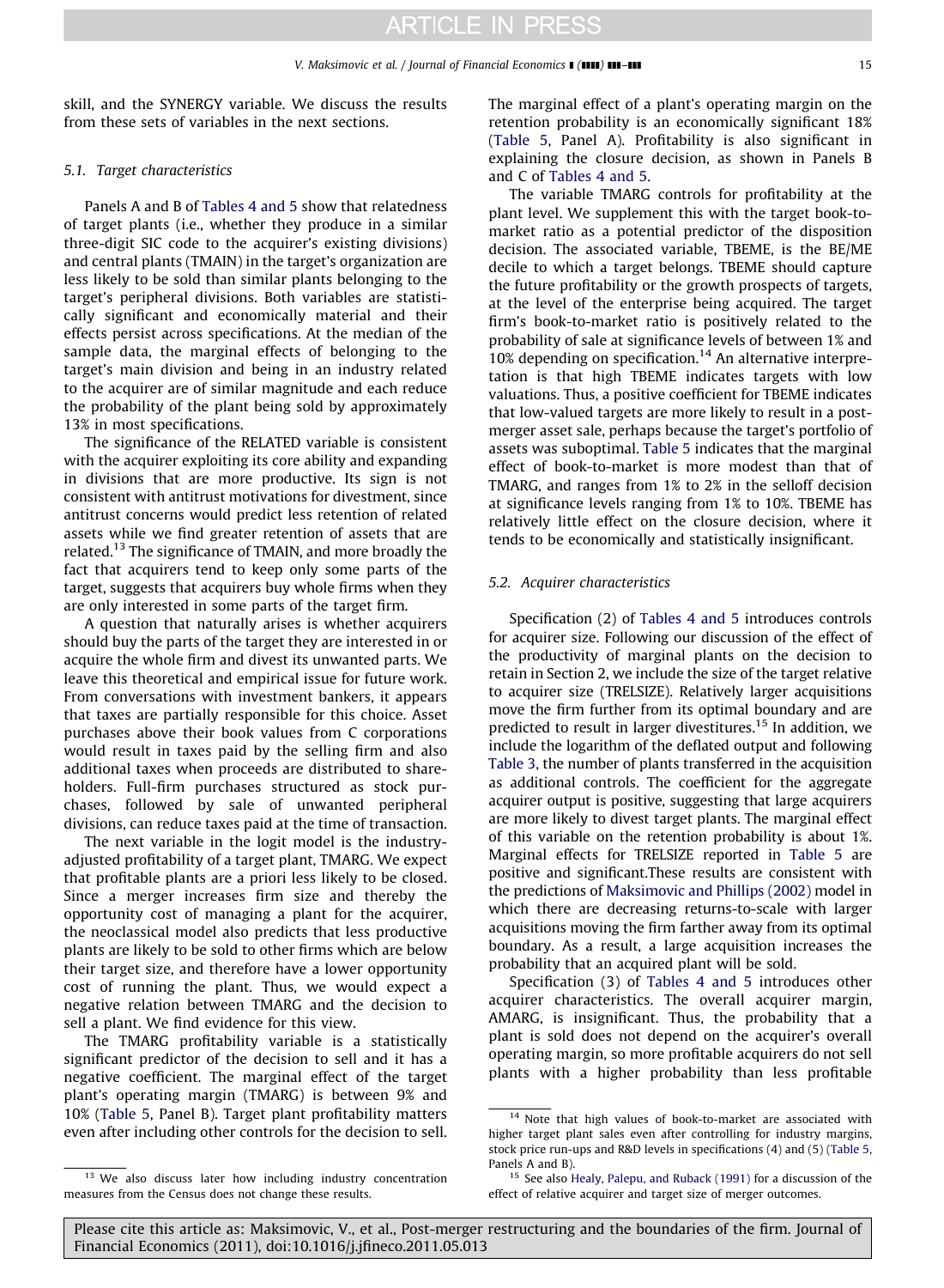skill, and the SYNERGY variable. We discuss the results from these sets of variables in the next sections.

### 5.1. Target characteristics

Panels A and B of Tables 4 and 5 show that relatedness of target plants (i.e., whether they produce in a similar three-digit SIC code to the acquirer's existing divisions) and central plants (TMAIN) in the target's organization are less likely to be sold than similar plants belonging to the target's peripheral divisions. Both variables are statistically significant and economically material and their effects persist across specifications. At the median of the sample data, the marginal effects of belonging to the target's main division and being in an industry related to the acquirer are of similar magnitude and each reduce the probability of the plant being sold by approximately 13% in most specifications.

The significance of the RELATED variable is consistent with the acquirer exploiting its core ability and expanding in divisions that are more productive. Its sign is not consistent with antitrust motivations for divestment, since antitrust concerns would predict less retention of related assets while we find greater retention of assets that are related.[13] The significance of TMAIN, and more broadly the fact that acquirers tend to keep only some parts of the target, suggests that acquirers buy whole firms when they are only interested in some parts of the target firm.

A question that naturally arises is whether acquirers should buy the parts of the target they are interested in or acquire the whole firm and divest its unwanted parts. We leave this theoretical and empirical issue for future work. From conversations with investment bankers, it appears that taxes are partially responsible for this choice. Asset purchases above their book values from C corporations would result in taxes paid by the selling firm and also additional taxes when proceeds are distributed to shareholders. Full-firm purchases structured as stock purchases, followed by sale of unwanted peripheral divisions, can reduce taxes paid at the time of transaction.

The next variable in the logit model is the industry-adjusted profitability of a target plant, TMARG. We expect that profitable plants are a priori less likely to be closed. Since a merger increases firm size and thereby the opportunity cost of managing a plant for the acquirer, the neoclassical model also predicts that less productive plants are likely to be sold to other firms which are below their target size, and therefore have a lower opportunity cost of running the plant. Thus, we would expect a negative relation between TMARG and the decision to sell a plant. We find evidence for this view.

The TMARG profitability variable is a statistically significant predictor of the decision to sell and it has a negative coefficient. The marginal effect of the target plant's operating margin (TMARG) is between 9% and 10% (Table 5, Panel B). Target plant profitability matters even after including other controls for the decision to sell. The marginal effect of a plant's operating margin on the retention probability is an economically significant 18% (Table 5, Panel A). Profitability is also significant in explaining the closure decision, as shown in Panels B and C of Tables 4 and 5.

The variable TMARG controls for profitability at the plant level. We supplement this with the target book-to-market ratio as a potential predictor of the disposition decision. The associated variable, TBEME, is the BE/ME decile to which a target belongs. TBEME should capture the future profitability or the growth prospects of targets, at the level of the enterprise being acquired. The target firm's book-to-market ratio is positively related to the probability of sale at significance levels of between 1% and 10% depending on specification.[14] An alternative interpretation is that high TBEME indicates targets with low valuations. Thus, a positive coefficient for TBEME indicates that low-valued targets are more likely to result in a post-merger asset sale, perhaps because the target's portfolio of assets was suboptimal. Table 5 indicates that the marginal effect of book-to-market is more modest than that of TMARG, and ranges from 1% to 2% in the selloff decision at significance levels ranging from 1% to 10%. TBEME has relatively little effect on the closure decision, where it tends to be economically and statistically insignificant.

### 5.2. Acquirer characteristics

Specification (2) of Tables 4 and 5 introduces controls for acquirer size. Following our discussion of the effect of the productivity of marginal plants on the decision to retain in Section 2, we include the size of the target relative to acquirer size (TRELSIZE). Relatively larger acquisitions move the firm further from its optimal boundary and are predicted to result in larger divestitures.[15] In addition, we include the logarithm of the deflated output and following Table 3, the number of plants transferred in the acquisition as additional controls. The coefficient for the aggregate acquirer output is positive, suggesting that large acquirers are more likely to divest target plants. The marginal effect of this variable on the retention probability is about 1%. Marginal effects for TRELSIZE reported in Table 5 are positive and significant.These results are consistent with the predictions of Maksimovic and Phillips (2002) model in which there are decreasing returns-to-scale with larger acquisitions moving the firm farther away from its optimal boundary. As a result, a large acquisition increases the probability that an acquired plant will be sold.

Specification (3) of Tables 4 and 5 introduces other acquirer characteristics. The overall acquirer margin, AMARG, is insignificant. Thus, the probability that a plant is sold does not depend on the acquirer's overall operating margin, so more profitable acquirers do not sell plants with a higher probability than less profitable

---

[13] We also discuss later how including industry concentration measures from the Census does not change these results.

[14] Note that high values of book-to-market are associated with higher target plant sales even after controlling for industry margins, stock price run-ups and R&D levels in specifications (4) and (5) (Table 5, Panels A and B).

[15] See also Healy, Palepu, and Ruback (1991) for a discussion of the effect of relative acquirer and target size of merger outcomes.

Please cite this article as: Maksimovic, V., et al., Post-merger restructuring and the boundaries of the firm. Journal of Financial Economics (2011), doi:10.1016/j.jfineco.2011.05.013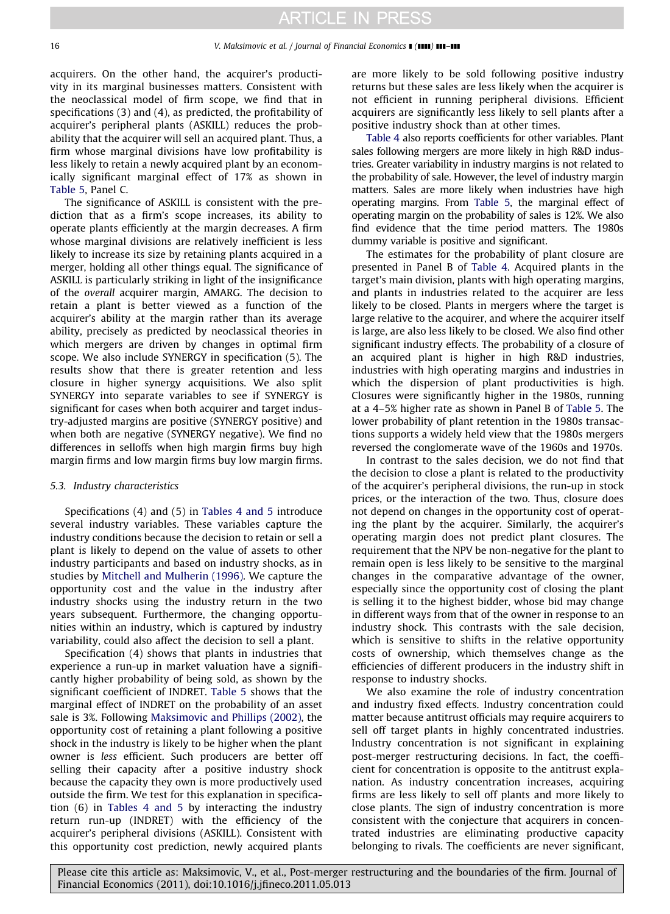acquirers. On the other hand, the acquirer's productivity in its marginal businesses matters. Consistent with the neoclassical model of firm scope, we find that in specifications (3) and (4), as predicted, the profitability of acquirer's peripheral plants (ASKILL) reduces the probability that the acquirer will sell an acquired plant. Thus, a firm whose marginal divisions have low profitability is less likely to retain a newly acquired plant by an economically significant marginal effect of 17% as shown in Table 5, Panel C.

The significance of ASKILL is consistent with the prediction that as a firm's scope increases, its ability to operate plants efficiently at the margin decreases. A firm whose marginal divisions are relatively inefficient is less likely to increase its size by retaining plants acquired in a merger, holding all other things equal. The significance of ASKILL is particularly striking in light of the insignificance of the *overall* acquirer margin, AMARG. The decision to retain a plant is better viewed as a function of the acquirer's ability at the margin rather than its average ability, precisely as predicted by neoclassical theories in which mergers are driven by changes in optimal firm scope. We also include SYNERGY in specification (5). The results show that there is greater retention and less closure in higher synergy acquisitions. We also split SYNERGY into separate variables to see if SYNERGY is significant for cases when both acquirer and target industry-adjusted margins are positive (SYNERGY positive) and when both are negative (SYNERGY negative). We find no differences in selloffs when high margin firms buy high margin firms and low margin firms buy low margin firms.

### 5.3. Industry characteristics

Specifications (4) and (5) in Tables 4 and 5 introduce several industry variables. These variables capture the industry conditions because the decision to retain or sell a plant is likely to depend on the value of assets to other industry participants and based on industry shocks, as in studies by Mitchell and Mulherin (1996). We capture the opportunity cost and the value in the industry after industry shocks using the industry return in the two years subsequent. Furthermore, the changing opportunities within an industry, which is captured by industry variability, could also affect the decision to sell a plant.

Specification (4) shows that plants in industries that experience a run-up in market valuation have a significantly higher probability of being sold, as shown by the significant coefficient of INDRET. Table 5 shows that the marginal effect of INDRET on the probability of an asset sale is 3%. Following Maksimovic and Phillips (2002), the opportunity cost of retaining a plant following a positive shock in the industry is likely to be higher when the plant owner is *less* efficient. Such producers are better off selling their capacity after a positive industry shock because the capacity they own is more productively used outside the firm. We test for this explanation in specification (6) in Tables 4 and 5 by interacting the industry return run-up (INDRET) with the efficiency of the acquirer's peripheral divisions (ASKILL). Consistent with this opportunity cost prediction, newly acquired plants are more likely to be sold following positive industry returns but these sales are less likely when the acquirer is not efficient in running peripheral divisions. Efficient acquirers are significantly less likely to sell plants after a positive industry shock than at other times.

Table 4 also reports coefficients for other variables. Plant sales following mergers are more likely in high R&D industries. Greater variability in industry margins is not related to the probability of industry sale. However, the level of industry margin matters. Sales are more likely when industries have high operating margins. From Table 5, the marginal effect of operating margin on the probability of sales is 12%. We also find evidence that the time period matters. The 1980s dummy variable is positive and significant.

The estimates for the probability of plant closure are presented in Panel B of Table 4. Acquired plants in the target's main division, plants with high operating margins, and plants in industries related to the acquirer are less likely to be closed. Plants in mergers where the target is large relative to the acquirer, and where the acquirer itself is large, are also less likely to be closed. We also find other significant industry effects. The probability of a closure of an acquired plant is higher in high R&D industries, industries with high operating margins and industries in which the dispersion of plant productivities is high. Closures were significantly higher in the 1980s, running at a 4–5% higher rate as shown in Panel B of Table 5. The lower probability of plant retention in the 1980s transactions supports a widely held view that the 1980s mergers reversed the conglomerate wave of the 1960s and 1970s.

In contrast to the sales decision, we do not find that the decision to close a plant is related to the productivity of the acquirer's peripheral divisions, the run-up in stock prices, or the interaction of the two. Thus, closure does not depend on changes in the opportunity cost of operating the plant by the acquirer. Similarly, the acquirer's operating margin does not predict plant closures. The requirement that the NPV be non-negative for the plant to remain open is less likely to be sensitive to the marginal changes in the comparative advantage of the owner, especially since the opportunity cost of closing the plant is selling it to the highest bidder, whose bid may change in different ways from that of the owner in response to an industry shock. This contrasts with the sale decision, which is sensitive to shifts in the relative opportunity costs of ownership, which themselves change as the efficiencies of different producers in the industry shift in response to industry shocks.

We also examine the role of industry concentration and industry fixed effects. Industry concentration could matter because antitrust officials may require acquirers to sell off target plants in highly concentrated industries. Industry concentration is not significant in explaining post-merger restructuring decisions. In fact, the coefficient for concentration is opposite to the antitrust explanation. As industry concentration increases, acquiring firms are less likely to sell off plants and more likely to close plants. The sign of industry concentration is more consistent with the conjecture that acquirers in concentrated industries are eliminating productive capacity belonging to rivals. The coefficients are never significant,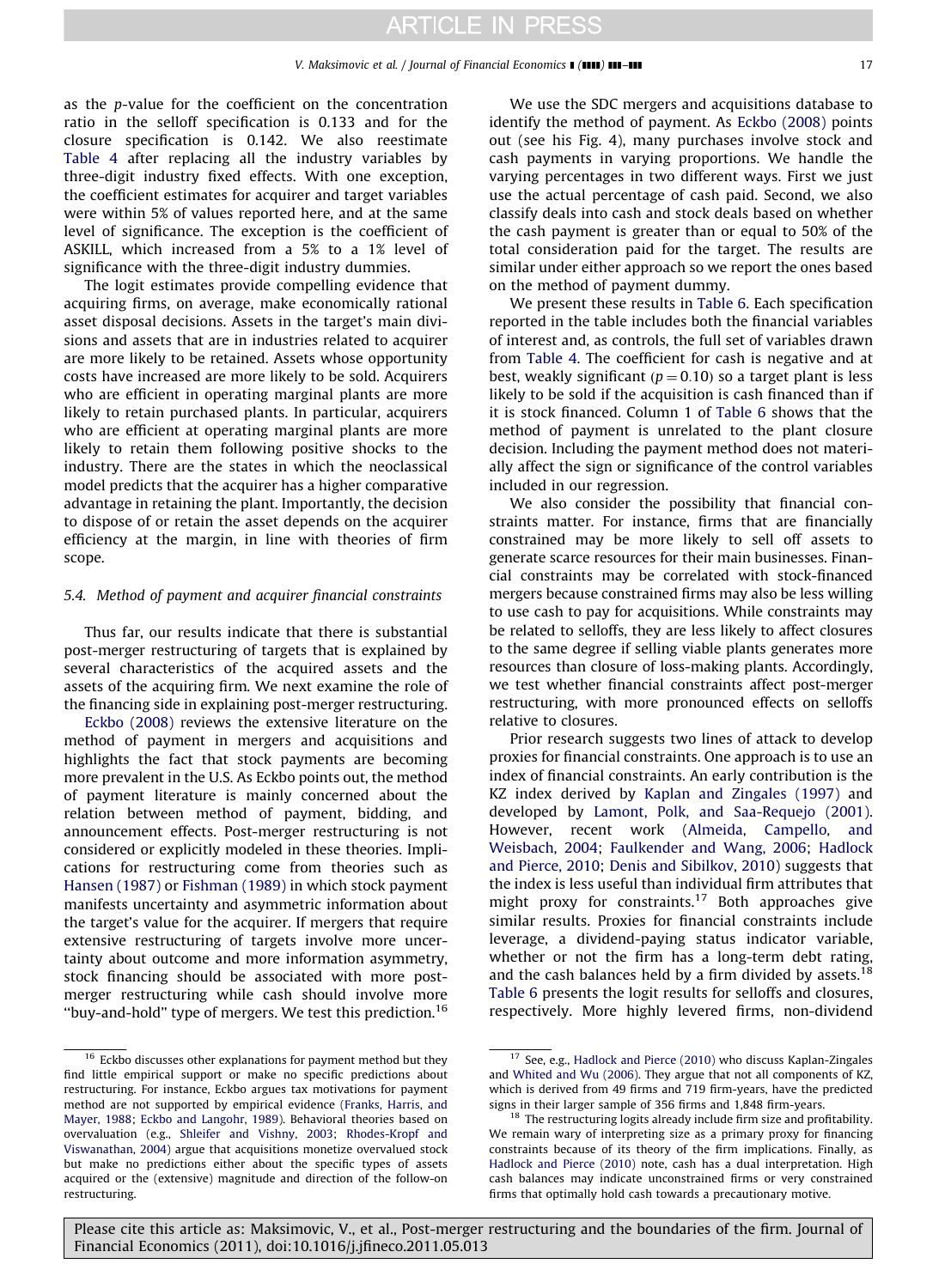as the p-value for the coefficient on the concentration ratio in the selloff specification is 0.133 and for the closure specification is 0.142. We also reestimate Table 4 after replacing all the industry variables by three-digit industry fixed effects. With one exception, the coefficient estimates for acquirer and target variables were within 5% of values reported here, and at the same level of significance. The exception is the coefficient of ASKILL, which increased from a 5% to a 1% level of significance with the three-digit industry dummies.

The logit estimates provide compelling evidence that acquiring firms, on average, make economically rational asset disposal decisions. Assets in the target's main divisions and assets that are in industries related to acquirer are more likely to be retained. Assets whose opportunity costs have increased are more likely to be sold. Acquirers who are efficient in operating marginal plants are more likely to retain purchased plants. In particular, acquirers who are efficient at operating marginal plants are more likely to retain them following positive shocks to the industry. There are the states in which the neoclassical model predicts that the acquirer has a higher comparative advantage in retaining the plant. Importantly, the decision to dispose of or retain the asset depends on the acquirer efficiency at the margin, in line with theories of firm scope.

### 5.4. Method of payment and acquirer financial constraints

Thus far, our results indicate that there is substantial post-merger restructuring of targets that is explained by several characteristics of the acquired assets and the assets of the acquiring firm. We next examine the role of the financing side in explaining post-merger restructuring.

Eckbo (2008) reviews the extensive literature on the method of payment in mergers and acquisitions and highlights the fact that stock payments are becoming more prevalent in the U.S. As Eckbo points out, the method of payment literature is mainly concerned about the relation between method of payment, bidding, and announcement effects. Post-merger restructuring is not considered or explicitly modeled in these theories. Implications for restructuring come from theories such as Hansen (1987) or Fishman (1989) in which stock payment manifests uncertainty and asymmetric information about the target's value for the acquirer. If mergers that require extensive restructuring of targets involve more uncertainty about outcome and more information asymmetry, stock financing should be associated with more post-merger restructuring while cash should involve more "buy-and-hold" type of mergers. We test this prediction.[16]

We use the SDC mergers and acquisitions database to identify the method of payment. As Eckbo (2008) points out (see his Fig. 4), many purchases involve stock and cash payments in varying proportions. We handle the varying percentages in two different ways. First we just use the actual percentage of cash paid. Second, we also classify deals into cash and stock deals based on whether the cash payment is greater than or equal to 50% of the total consideration paid for the target. The results are similar under either approach so we report the ones based on the method of payment dummy.

We present these results in Table 6. Each specification reported in the table includes both the financial variables of interest and, as controls, the full set of variables drawn from Table 4. The coefficient for cash is negative and at best, weakly significant ($p=0.10$) so a target plant is less likely to be sold if the acquisition is cash financed than if it is stock financed. Column 1 of Table 6 shows that the method of payment is unrelated to the plant closure decision. Including the payment method does not materially affect the sign or significance of the control variables included in our regression.

We also consider the possibility that financial constraints matter. For instance, firms that are financially constrained may be more likely to sell off assets to generate scarce resources for their main businesses. Financial constraints may be correlated with stock-financed mergers because constrained firms may also be less willing to use cash to pay for acquisitions. While constraints may be related to selloffs, they are less likely to affect closures to the same degree if selling viable plants generates more resources than closure of loss-making plants. Accordingly, we test whether financial constraints affect post-merger restructuring, with more pronounced effects on selloffs relative to closures.

Prior research suggests two lines of attack to develop proxies for financial constraints. One approach is to use an index of financial constraints. An early contribution is the KZ index derived by Kaplan and Zingales (1997) and developed by Lamont, Polk, and Saa-Requejo (2001). However, recent work (Almeida, Campello, and Weisbach, 2004; Faulkender and Wang, 2006; Hadlock and Pierce, 2010; Denis and Sibilkov, 2010) suggests that the index is less useful than individual firm attributes that might proxy for constraints.[17] Both approaches give similar results. Proxies for financial constraints include leverage, a dividend-paying status indicator variable, whether or not the firm has a long-term debt rating, and the cash balances held by a firm divided by assets.[18] Table 6 presents the logit results for selloffs and closures, respectively. More highly levered firms, non-dividend

[16] Eckbo discusses other explanations for payment method but they find little empirical support or make no specific predictions about restructuring. For instance, Eckbo argues tax motivations for payment method are not supported by empirical evidence (Franks, Harris, and Mayer, 1988; Eckbo and Langohr, 1989). Behavioral theories based on overvaluation (e.g., Shleifer and Vishny, 2003; Rhodes-Kropf and Viswanathan, 2004) argue that acquisitions monetize overvalued stock but make no predictions either about the specific types of assets acquired or the (extensive) magnitude and direction of the follow-on restructuring.

[17] See, e.g., Hadlock and Pierce (2010) who discuss Kaplan-Zingales and Whited and Wu (2006). They argue that not all components of KZ, which is derived from 49 firms and 719 firm-years, have the predicted signs in their larger sample of 356 firms and 1,848 firm-years.

[18] The restructuring logits already include firm size and profitability. We remain wary of interpreting size as a primary proxy for financing constraints because of its theory of the firm implications. Finally, as Hadlock and Pierce (2010) note, cash has a dual interpretation. High cash balances may indicate unconstrained firms or very constrained firms that optimally hold cash towards a precautionary motive.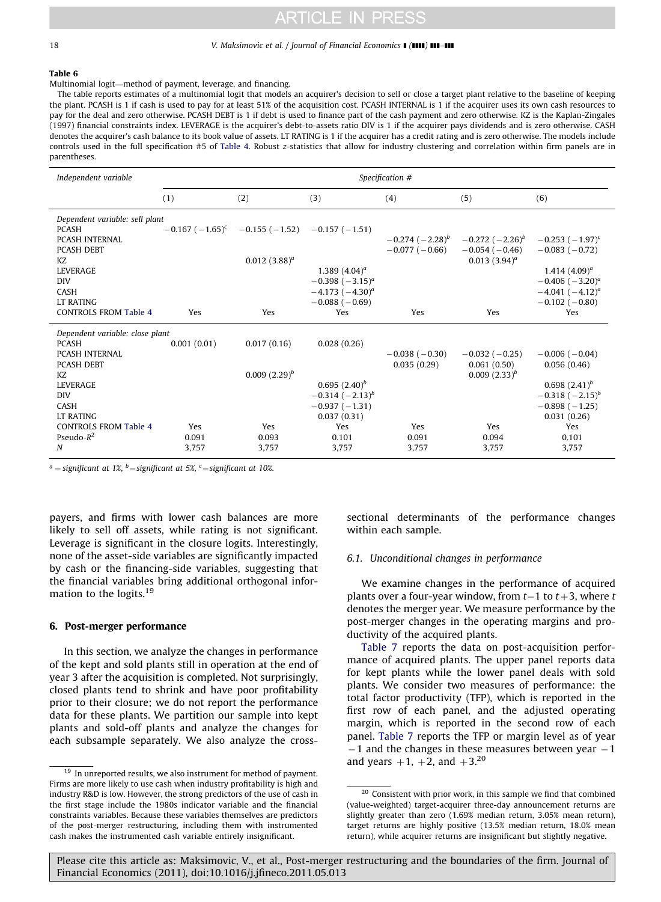**Table 6**

Multinomial logit—method of payment, leverage, and financing.

The table reports estimates of a multinomial logit that models an acquirer's decision to sell or close a target plant relative to the baseline of keeping the plant. PCASH is 1 if cash is used to pay for at least 51% of the acquisition cost. PCASH INTERNAL is 1 if the acquirer uses its own cash resources to pay for the deal and zero otherwise. PCASH DEBT is 1 if debt is used to finance part of the cash payment and zero otherwise. KZ is the Kaplan-Zingales (1997) financial constraints index. LEVERAGE is the acquirer's debt-to-assets ratio DIV is 1 if the acquirer pays dividends and is zero otherwise. CASH denotes the acquirer's cash balance to its book value of assets. LT RATING is 1 if the acquirer has a credit rating and is zero otherwise. The models include controls used in the full specification #5 of Table 4. Robust z-statistics that allow for industry clustering and correlation within firm panels are in parentheses.

| Independent variable | Specification # | | | | | |
|---|---|---|---|---|---|---|
| | (1) | (2) | (3) | (4) | (5) | (6) |
| *Dependent variable: sell plant* | | | | | | |
| PCASH | −0.167 (−1.65)[c] | −0.155 (−1.52) | −0.157 (−1.51) | | | |
| PCASH INTERNAL | | | | −0.274 (−2.28)[b] | −0.272 (−2.26)[b] | −0.253 (−1.97)[c] |
| PCASH DEBT | | | | −0.077 (−0.66) | −0.054 (−0.46) | −0.083 (−0.72) |
| KZ | | 0.012 (3.88)[a] | | | 0.013 (3.94)[a] | |
| LEVERAGE | | | 1.389 (4.04)[a] | | | 1.414 (4.09)[a] |
| DIV | | | −0.398 (−3.15)[a] | | | −0.406 (−3.20)[a] |
| CASH | | | −4.173 (−4.30)[a] | | | −4.041 (−4.12)[a] |
| LT RATING | | | −0.088 (−0.69) | | | −0.102 (−0.80) |
| CONTROLS FROM Table 4 | Yes | Yes | Yes | Yes | Yes | Yes |
| *Dependent variable: close plant* | | | | | | |
| PCASH | 0.001 (0.01) | 0.017 (0.16) | 0.028 (0.26) | | | |
| PCASH INTERNAL | | | | −0.038 (−0.30) | −0.032 (−0.25) | −0.006 (−0.04) |
| PCASH DEBT | | | | 0.035 (0.29) | 0.061 (0.50) | 0.056 (0.46) |
| KZ | | 0.009 (2.29)[b] | | | 0.009 (2.33)[b] | |
| LEVERAGE | | | 0.695 (2.40)[b] | | | 0.698 (2.41)[b] |
| DIV | | | −0.314 (−2.13)[b] | | | −0.318 (−2.15)[b] |
| CASH | | | −0.937 (−1.31) | | | −0.898 (−1.25) |
| LT RATING | | | 0.037 (0.31) | | | 0.031 (0.26) |
| CONTROLS FROM Table 4 | Yes | Yes | Yes | Yes | Yes | Yes |
| Pseudo-$R^2$ | 0.091 | 0.093 | 0.101 | 0.091 | 0.094 | 0.101 |
| *N* | 3,757 | 3,757 | 3,757 | 3,757 | 3,757 | 3,757 |

[a] = significant at 1%, [b] = significant at 5%, [c] = significant at 10%.

payers, and firms with lower cash balances are more likely to sell off assets, while rating is not significant. Leverage is significant in the closure logits. Interestingly, none of the asset-side variables are significantly impacted by cash or the financing-side variables, suggesting that the financial variables bring additional orthogonal information to the logits.[19]

## 6. Post-merger performance

In this section, we analyze the changes in performance of the kept and sold plants still in operation at the end of year 3 after the acquisition is completed. Not surprisingly, closed plants tend to shrink and have poor profitability prior to their closure; we do not report the performance data for these plants. We partition our sample into kept plants and sold-off plants and analyze the changes for each subsample separately. We also analyze the cross-sectional determinants of the performance changes within each sample.

### 6.1. Unconditional changes in performance

We examine changes in the performance of acquired plants over a four-year window, from $t-1$ to $t+3$, where $t$ denotes the merger year. We measure performance by the post-merger changes in the operating margins and productivity of the acquired plants.

Table 7 reports the data on post-acquisition performance of acquired plants. The upper panel reports data for kept plants while the lower panel deals with sold plants. We consider two measures of performance: the total factor productivity (TFP), which is reported in the first row of each panel, and the adjusted operating margin, which is reported in the second row of each panel. Table 7 reports the TFP or margin level as of year $-1$ and the changes in these measures between year $-1$ and years $+1$, $+2$, and $+3$.[20]

[19] In unreported results, we also instrument for method of payment. Firms are more likely to use cash when industry profitability is high and industry R&D is low. However, the strong predictors of the use of cash in the first stage include the 1980s indicator variable and the financial constraints variables. Because these variables themselves are predictors of the post-merger restructuring, including them with instrumented cash makes the instrumented cash variable entirely insignificant.

[20] Consistent with prior work, in this sample we find that combined (value-weighted) target-acquirer three-day announcement returns are slightly greater than zero (1.69% median return, 3.05% mean return), target returns are highly positive (13.5% median return, 18.0% mean return), while acquirer returns are insignificant but slightly negative.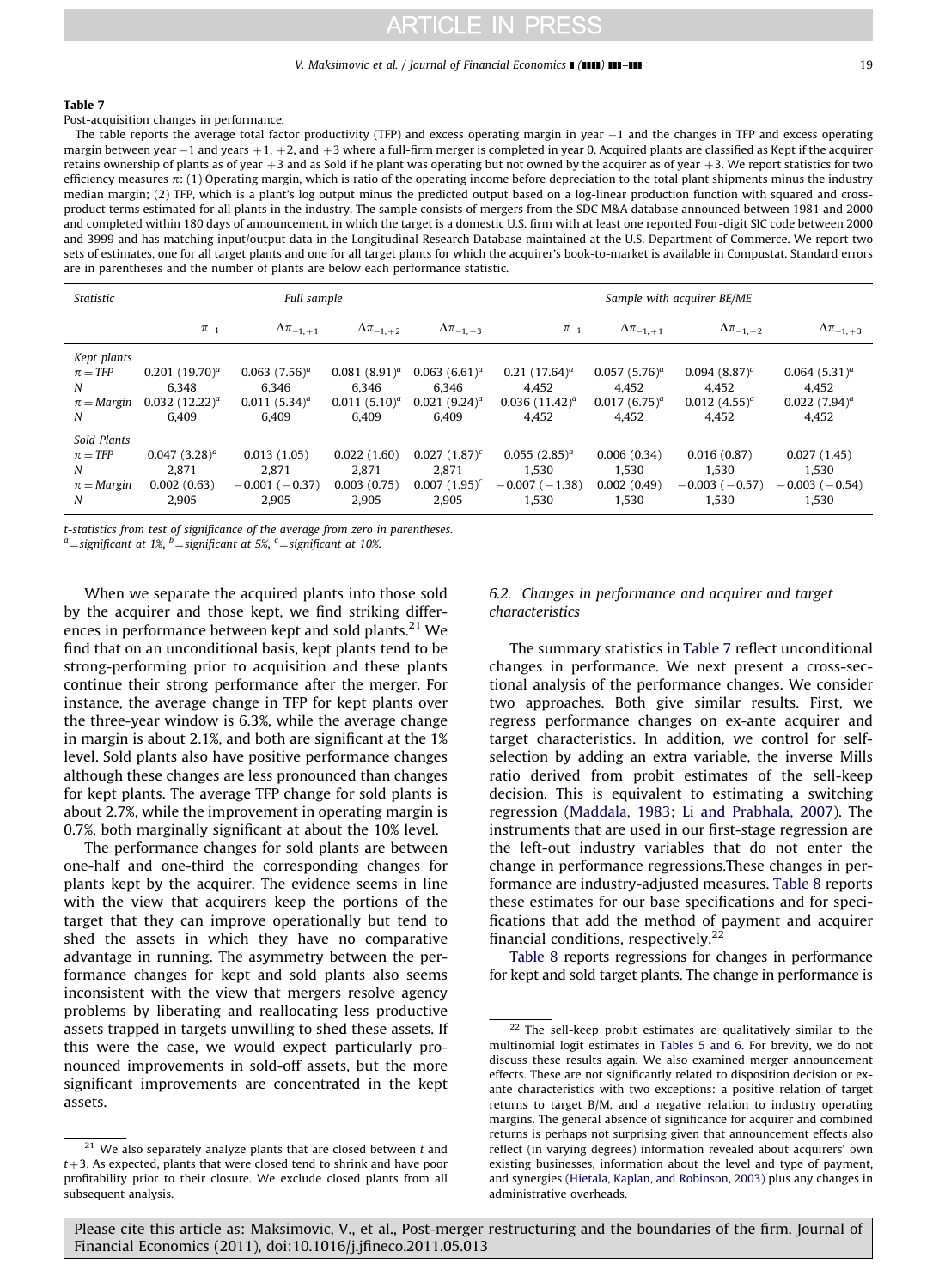**Table 7**

Post-acquisition changes in performance.

The table reports the average total factor productivity (TFP) and excess operating margin in year −1 and the changes in TFP and excess operating margin between year −1 and years +1, +2, and +3 where a full-firm merger is completed in year 0. Acquired plants are classified as Kept if the acquirer retains ownership of plants as of year +3 and as Sold if he plant was operating but not owned by the acquirer as of year +3. We report statistics for two efficiency measures $\pi$: (1) Operating margin, which is ratio of the operating income before depreciation to the total plant shipments minus the industry median margin; (2) TFP, which is a plant's log output minus the predicted output based on a log-linear production function with squared and cross-product terms estimated for all plants in the industry. The sample consists of mergers from the SDC M&A database announced between 1981 and 2000 and completed within 180 days of announcement, in which the target is a domestic U.S. firm with at least one reported Four-digit SIC code between 2000 and 3999 and has matching input/output data in the Longitudinal Research Database maintained at the U.S. Department of Commerce. We report two sets of estimates, one for all target plants and one for all target plants for which the acquirer's book-to-market is available in Compustat. Standard errors are in parentheses and the number of plants are below each performance statistic.

| Statistic | Full sample | | | | Sample with acquirer BE/ME | | | |
|---|---|---|---|---|---|---|---|---|
| | $\pi_{-1}$ | $\Delta\pi_{-1,+1}$ | $\Delta\pi_{-1,+2}$ | $\Delta\pi_{-1,+3}$ | $\pi_{-1}$ | $\Delta\pi_{-1,+1}$ | $\Delta\pi_{-1,+2}$ | $\Delta\pi_{-1,+3}$ |
| *Kept plants* | | | | | | | | |
| $\pi = TFP$ | 0.201 (19.70)[a] | 0.063 (7.56)[a] | 0.081 (8.91)[a] | 0.063 (6.61)[a] | 0.21 (17.64)[a] | 0.057 (5.76)[a] | 0.094 (8.87)[a] | 0.064 (5.31)[a] |
| $N$ | 6,348 | 6,346 | 6,346 | 6,346 | 4,452 | 4,452 | 4,452 | 4,452 |
| $\pi = Margin$ | 0.032 (12.22)[a] | 0.011 (5.34)[a] | 0.011 (5.10)[a] | 0.021 (9.24)[a] | 0.036 (11.42)[a] | 0.017 (6.75)[a] | 0.012 (4.55)[a] | 0.022 (7.94)[a] |
| $N$ | 6,409 | 6,409 | 6,409 | 6,409 | 4,452 | 4,452 | 4,452 | 4,452 |
| *Sold Plants* | | | | | | | | |
| $\pi = TFP$ | 0.047 (3.28)[a] | 0.013 (1.05) | 0.022 (1.60) | 0.027 (1.87)[c] | 0.055 (2.85)[a] | 0.006 (0.34) | 0.016 (0.87) | 0.027 (1.45) |
| $N$ | 2,871 | 2,871 | 2,871 | 2,871 | 1,530 | 1,530 | 1,530 | 1,530 |
| $\pi = Margin$ | 0.002 (0.63) | −0.001 (−0.37) | 0.003 (0.75) | 0.007 (1.95)[c] | −0.007 (−1.38) | 0.002 (0.49) | −0.003 (−0.57) | −0.003 (−0.54) |
| $N$ | 2,905 | 2,905 | 2,905 | 2,905 | 1,530 | 1,530 | 1,530 | 1,530 |

*t*-statistics from test of significance of the average from zero in parentheses.
[a]=significant at 1%, [b]=significant at 5%, [c]=significant at 10%.

When we separate the acquired plants into those sold by the acquirer and those kept, we find striking differences in performance between kept and sold plants.[21] We find that on an unconditional basis, kept plants tend to be strong-performing prior to acquisition and these plants continue their strong performance after the merger. For instance, the average change in TFP for kept plants over the three-year window is 6.3%, while the average change in margin is about 2.1%, and both are significant at the 1% level. Sold plants also have positive performance changes although these changes are less pronounced than changes for kept plants. The average TFP change for sold plants is about 2.7%, while the improvement in operating margin is 0.7%, both marginally significant at about the 10% level.

The performance changes for sold plants are between one-half and one-third the corresponding changes for plants kept by the acquirer. The evidence seems in line with the view that acquirers keep the portions of the target that they can improve operationally but tend to shed the assets in which they have no comparative advantage in running. The asymmetry between the performance changes for kept and sold plants also seems inconsistent with the view that mergers resolve agency problems by liberating and reallocating less productive assets trapped in targets unwilling to shed these assets. If this were the case, we would expect particularly pronounced improvements in sold-off assets, but the more significant improvements are concentrated in the kept assets.

### 6.2. Changes in performance and acquirer and target characteristics

The summary statistics in Table 7 reflect unconditional changes in performance. We next present a cross-sectional analysis of the performance changes. We consider two approaches. Both give similar results. First, we regress performance changes on ex-ante acquirer and target characteristics. In addition, we control for self-selection by adding an extra variable, the inverse Mills ratio derived from probit estimates of the sell-keep decision. This is equivalent to estimating a switching regression (Maddala, 1983; Li and Prabhala, 2007). The instruments that are used in our first-stage regression are the left-out industry variables that do not enter the change in performance regressions.These changes in performance are industry-adjusted measures. Table 8 reports these estimates for our base specifications and for specifications that add the method of payment and acquirer financial conditions, respectively.[22]

Table 8 reports regressions for changes in performance for kept and sold target plants. The change in performance is

[21] We also separately analyze plants that are closed between $t$ and $t+3$. As expected, plants that were closed tend to shrink and have poor profitability prior to their closure. We exclude closed plants from all subsequent analysis.

[22] The sell-keep probit estimates are qualitatively similar to the multinomial logit estimates in Tables 5 and 6. For brevity, we do not discuss these results again. We also examined merger announcement effects. These are not significantly related to disposition decision or ex-ante characteristics with two exceptions: a positive relation of target returns to target B/M, and a negative relation to industry operating margins. The general absence of significance for acquirer and combined returns is perhaps not surprising given that announcement effects also reflect (in varying degrees) information revealed about acquirers' own existing businesses, information about the level and type of payment, and synergies (Hietala, Kaplan, and Robinson, 2003) plus any changes in administrative overheads.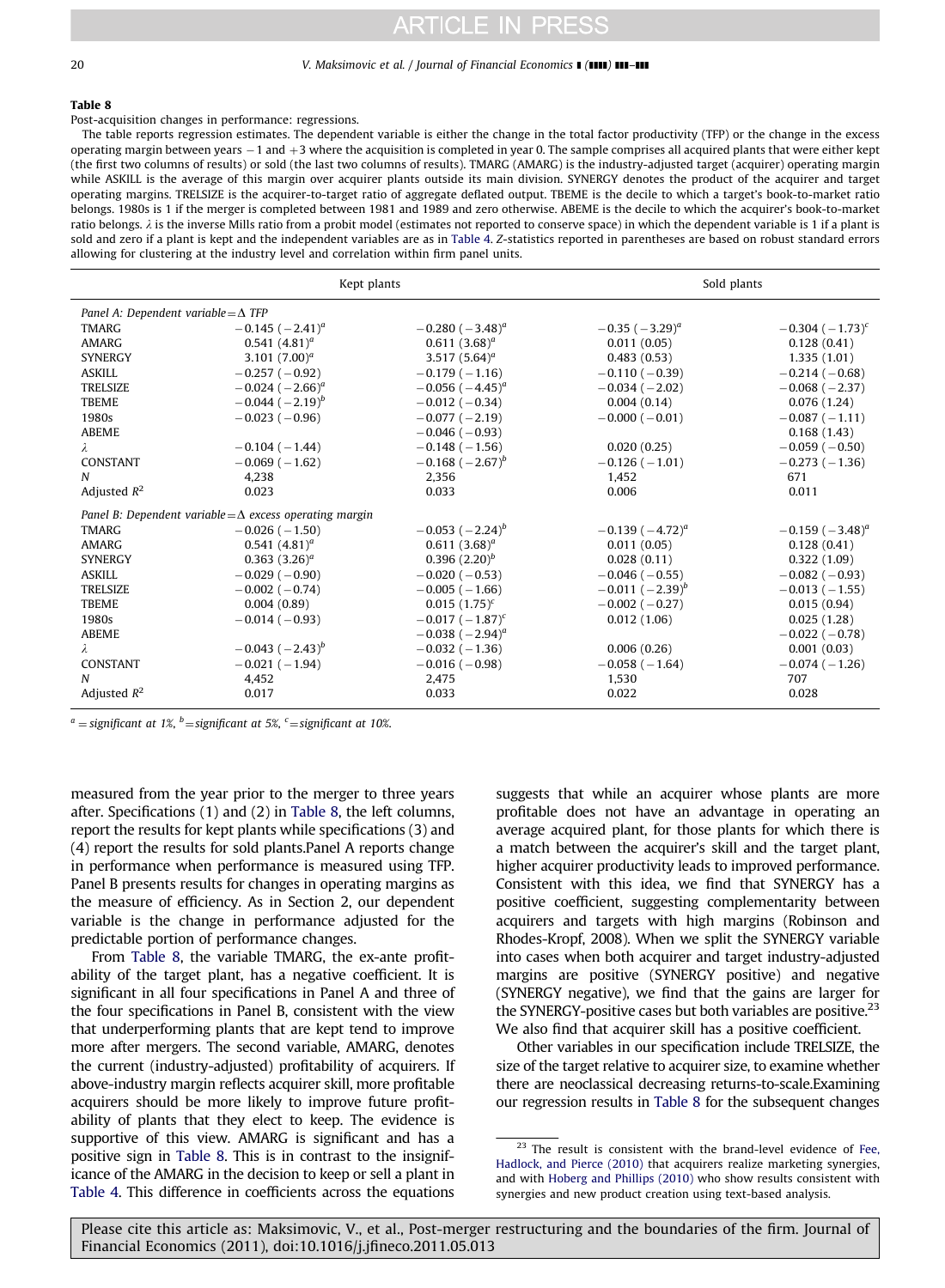**Table 8**

Post-acquisition changes in performance: regressions.

The table reports regression estimates. The dependent variable is either the change in the total factor productivity (TFP) or the change in the excess operating margin between years −1 and +3 where the acquisition is completed in year 0. The sample comprises all acquired plants that were either kept (the first two columns of results) or sold (the last two columns of results). TMARG (AMARG) is the industry-adjusted target (acquirer) operating margin while ASKILL is the average of this margin over acquirer plants outside its main division. SYNERGY denotes the product of the acquirer and target operating margins. TRELSIZE is the acquirer-to-target ratio of aggregate deflated output. TBEME is the decile to which a target's book-to-market ratio belongs. 1980s is 1 if the merger is completed between 1981 and 1989 and zero otherwise. ABEME is the decile to which the acquirer's book-to-market ratio belongs. $\lambda$ is the inverse Mills ratio from a probit model (estimates not reported to conserve space) in which the dependent variable is 1 if a plant is sold and zero if a plant is kept and the independent variables are as in Table 4. *Z*-statistics reported in parentheses are based on robust standard errors allowing for clustering at the industry level and correlation within firm panel units.

| | Kept plants | | Sold plants | |
|---|---|---|---|---|
| *Panel A: Dependent variable = Δ TFP* | | | | |
| TMARG | −0.145 (−2.41)[a] | −0.280 (−3.48)[a] | −0.35 (−3.29)[a] | −0.304 (−1.73)[c] |
| AMARG | 0.541 (4.81)[a] | 0.611 (3.68)[a] | 0.011 (0.05) | 0.128 (0.41) |
| SYNERGY | 3.101 (7.00)[a] | 3.517 (5.64)[a] | 0.483 (0.53) | 1.335 (1.01) |
| ASKILL | −0.257 (−0.92) | −0.179 (−1.16) | −0.110 (−0.39) | −0.214 (−0.68) |
| TRELSIZE | −0.024 (−2.66)[a] | −0.056 (−4.45)[a] | −0.034 (−2.02) | −0.068 (−2.37) |
| TBEME | −0.044 (−2.19)[b] | −0.012 (−0.34) | 0.004 (0.14) | 0.076 (1.24) |
| 1980s | −0.023 (−0.96) | −0.077 (−2.19) | −0.000 (−0.01) | −0.087 (−1.11) |
| ABEME | | −0.046 (−0.93) | | 0.168 (1.43) |
| $\lambda$ | −0.104 (−1.44) | −0.148 (−1.56) | 0.020 (0.25) | −0.059 (−0.50) |
| CONSTANT | −0.069 (−1.62) | −0.168 (−2.67)[b] | −0.126 (−1.01) | −0.273 (−1.36) |
| $N$ | 4,238 | 2,356 | 1,452 | 671 |
| Adjusted $R^2$ | 0.023 | 0.033 | 0.006 | 0.011 |
| *Panel B: Dependent variable = Δ excess operating margin* | | | | |
| TMARG | −0.026 (−1.50) | −0.053 (−2.24)[b] | −0.139 (−4.72)[a] | −0.159 (−3.48)[a] |
| AMARG | 0.541 (4.81)[a] | 0.611 (3.68)[a] | 0.011 (0.05) | 0.128 (0.41) |
| SYNERGY | 0.363 (3.26)[a] | 0.396 (2.20)[b] | 0.028 (0.11) | 0.322 (1.09) |
| ASKILL | −0.029 (−0.90) | −0.020 (−0.53) | −0.046 (−0.55) | −0.082 (−0.93) |
| TRELSIZE | −0.002 (−0.74) | −0.005 (−1.66) | −0.011 (−2.39)[b] | −0.013 (−1.55) |
| TBEME | 0.004 (0.89) | 0.015 (1.75)[c] | −0.002 (−0.27) | 0.015 (0.94) |
| 1980s | −0.014 (−0.93) | −0.017 (−1.87)[c] | 0.012 (1.06) | 0.025 (1.28) |
| ABEME | | −0.038 (−2.94)[a] | | −0.022 (−0.78) |
| $\lambda$ | −0.043 (−2.43)[b] | −0.032 (−1.36) | 0.006 (0.26) | 0.001 (0.03) |
| CONSTANT | −0.021 (−1.94) | −0.016 (−0.98) | −0.058 (−1.64) | −0.074 (−1.26) |
| $N$ | 4,452 | 2,475 | 1,530 | 707 |
| Adjusted $R^2$ | 0.017 | 0.033 | 0.022 | 0.028 |

[a] = significant at 1%, [b] = significant at 5%, [c] = significant at 10%.

measured from the year prior to the merger to three years after. Specifications (1) and (2) in Table 8, the left columns, report the results for kept plants while specifications (3) and (4) report the results for sold plants. Panel A reports change in performance when performance is measured using TFP. Panel B presents results for changes in operating margins as the measure of efficiency. As in Section 2, our dependent variable is the change in performance adjusted for the predictable portion of performance changes.

From Table 8, the variable TMARG, the ex-ante profitability of the target plant, has a negative coefficient. It is significant in all four specifications in Panel A and three of the four specifications in Panel B, consistent with the view that underperforming plants that are kept tend to improve more after mergers. The second variable, AMARG, denotes the current (industry-adjusted) profitability of acquirers. If above-industry margin reflects acquirer skill, more profitable acquirers should be more likely to improve future profitability of plants that they elect to keep. The evidence is supportive of this view. AMARG is significant and has a positive sign in Table 8. This is in contrast to the insignificance of the AMARG in the decision to keep or sell a plant in Table 4. This difference in coefficients across the equations suggests that while an acquirer whose plants are more profitable does not have an advantage in operating an average acquired plant, for those plants for which there is a match between the acquirer's skill and the target plant, higher acquirer productivity leads to improved performance. Consistent with this idea, we find that SYNERGY has a positive coefficient, suggesting complementarity between acquirers and targets with high margins (Robinson and Rhodes-Kropf, 2008). When we split the SYNERGY variable into cases when both acquirer and target industry-adjusted margins are positive (SYNERGY positive) and negative (SYNERGY negative), we find that the gains are larger for the SYNERGY-positive cases but both variables are positive.[23] We also find that acquirer skill has a positive coefficient.

Other variables in our specification include TRELSIZE, the size of the target relative to acquirer size, to examine whether there are neoclassical decreasing returns-to-scale. Examining our regression results in Table 8 for the subsequent changes

[23] The result is consistent with the brand-level evidence of Fee, Hadlock, and Pierce (2010) that acquirers realize marketing synergies, and with Hoberg and Phillips (2010) who show results consistent with synergies and new product creation using text-based analysis.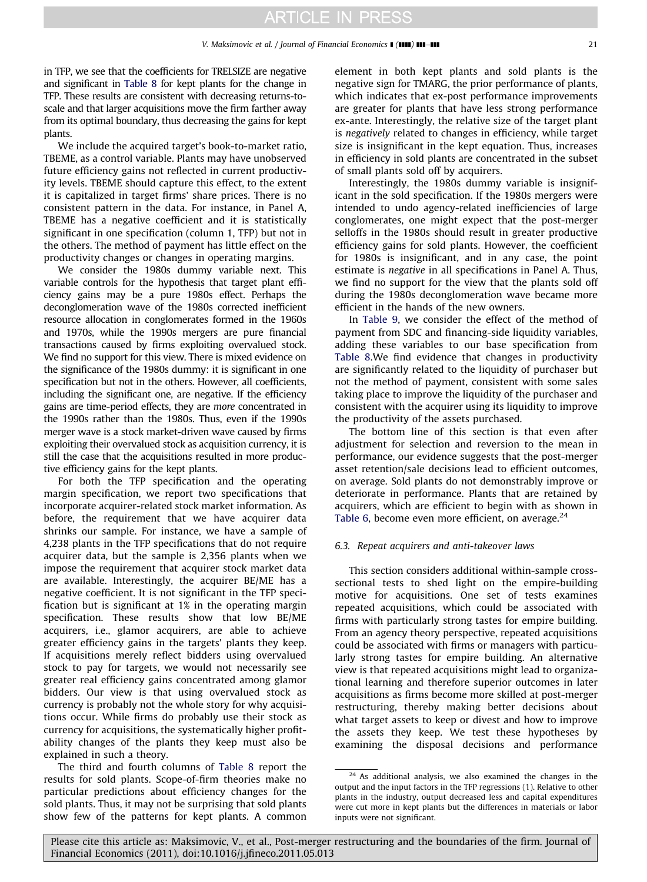in TFP, we see that the coefficients for TRELSIZE are negative and significant in Table 8 for kept plants for the change in TFP. These results are consistent with decreasing returns-to-scale and that larger acquisitions move the firm farther away from its optimal boundary, thus decreasing the gains for kept plants.

We include the acquired target's book-to-market ratio, TBEME, as a control variable. Plants may have unobserved future efficiency gains not reflected in current productivity levels. TBEME should capture this effect, to the extent it is capitalized in target firms' share prices. There is no consistent pattern in the data. For instance, in Panel A, TBEME has a negative coefficient and it is statistically significant in one specification (column 1, TFP) but not in the others. The method of payment has little effect on the productivity changes or changes in operating margins.

We consider the 1980s dummy variable next. This variable controls for the hypothesis that target plant efficiency gains may be a pure 1980s effect. Perhaps the deconglomeration wave of the 1980s corrected inefficient resource allocation in conglomerates formed in the 1960s and 1970s, while the 1990s mergers are pure financial transactions caused by firms exploiting overvalued stock. We find no support for this view. There is mixed evidence on the significance of the 1980s dummy: it is significant in one specification but not in the others. However, all coefficients, including the significant one, are negative. If the efficiency gains are time-period effects, they are *more* concentrated in the 1990s rather than the 1980s. Thus, even if the 1990s merger wave is a stock market-driven wave caused by firms exploiting their overvalued stock as acquisition currency, it is still the case that the acquisitions resulted in more productive efficiency gains for the kept plants.

For both the TFP specification and the operating margin specification, we report two specifications that incorporate acquirer-related stock market information. As before, the requirement that we have acquirer data shrinks our sample. For instance, we have a sample of 4,238 plants in the TFP specifications that do not require acquirer data, but the sample is 2,356 plants when we impose the requirement that acquirer stock market data are available. Interestingly, the acquirer BE/ME has a negative coefficient. It is not significant in the TFP specification but is significant at 1% in the operating margin specification. These results show that low BE/ME acquirers, i.e., glamor acquirers, are able to achieve greater efficiency gains in the targets' plants they keep. If acquisitions merely reflect bidders using overvalued stock to pay for targets, we would not necessarily see greater real efficiency gains concentrated among glamor bidders. Our view is that using overvalued stock as currency is probably not the whole story for why acquisitions occur. While firms do probably use their stock as currency for acquisitions, the systematically higher profitability changes of the plants they keep must also be explained in such a theory.

The third and fourth columns of Table 8 report the results for sold plants. Scope-of-firm theories make no particular predictions about efficiency changes for the sold plants. Thus, it may not be surprising that sold plants show few of the patterns for kept plants. A common element in both kept plants and sold plants is the negative sign for TMARG, the prior performance of plants, which indicates that ex-post performance improvements are greater for plants that have less strong performance ex-ante. Interestingly, the relative size of the target plant is *negatively* related to changes in efficiency, while target size is insignificant in the kept equation. Thus, increases in efficiency in sold plants are concentrated in the subset of small plants sold off by acquirers.

Interestingly, the 1980s dummy variable is insignificant in the sold specification. If the 1980s mergers were intended to undo agency-related inefficiencies of large conglomerates, one might expect that the post-merger selloffs in the 1980s should result in greater productive efficiency gains for sold plants. However, the coefficient for 1980s is insignificant, and in any case, the point estimate is *negative* in all specifications in Panel A. Thus, we find no support for the view that the plants sold off during the 1980s deconglomeration wave became more efficient in the hands of the new owners.

In Table 9, we consider the effect of the method of payment from SDC and financing-side liquidity variables, adding these variables to our base specification from Table 8.We find evidence that changes in productivity are significantly related to the liquidity of purchaser but not the method of payment, consistent with some sales taking place to improve the liquidity of the purchaser and consistent with the acquirer using its liquidity to improve the productivity of the assets purchased.

The bottom line of this section is that even after adjustment for selection and reversion to the mean in performance, our evidence suggests that the post-merger asset retention/sale decisions lead to efficient outcomes, on average. Sold plants do not demonstrably improve or deteriorate in performance. Plants that are retained by acquirers, which are efficient to begin with as shown in Table 6, become even more efficient, on average.[24]

### 6.3. Repeat acquirers and anti-takeover laws

This section considers additional within-sample cross-sectional tests to shed light on the empire-building motive for acquisitions. One set of tests examines repeated acquisitions, which could be associated with firms with particularly strong tastes for empire building. From an agency theory perspective, repeated acquisitions could be associated with firms or managers with particularly strong tastes for empire building. An alternative view is that repeated acquisitions might lead to organizational learning and therefore superior outcomes in later acquisitions as firms become more skilled at post-merger restructuring, thereby making better decisions about what target assets to keep or divest and how to improve the assets they keep. We test these hypotheses by examining the disposal decisions and performance

[24] As additional analysis, we also examined the changes in the output and the input factors in the TFP regressions (1). Relative to other plants in the industry, output decreased less and capital expenditures were cut more in kept plants but the differences in materials or labor inputs were not significant.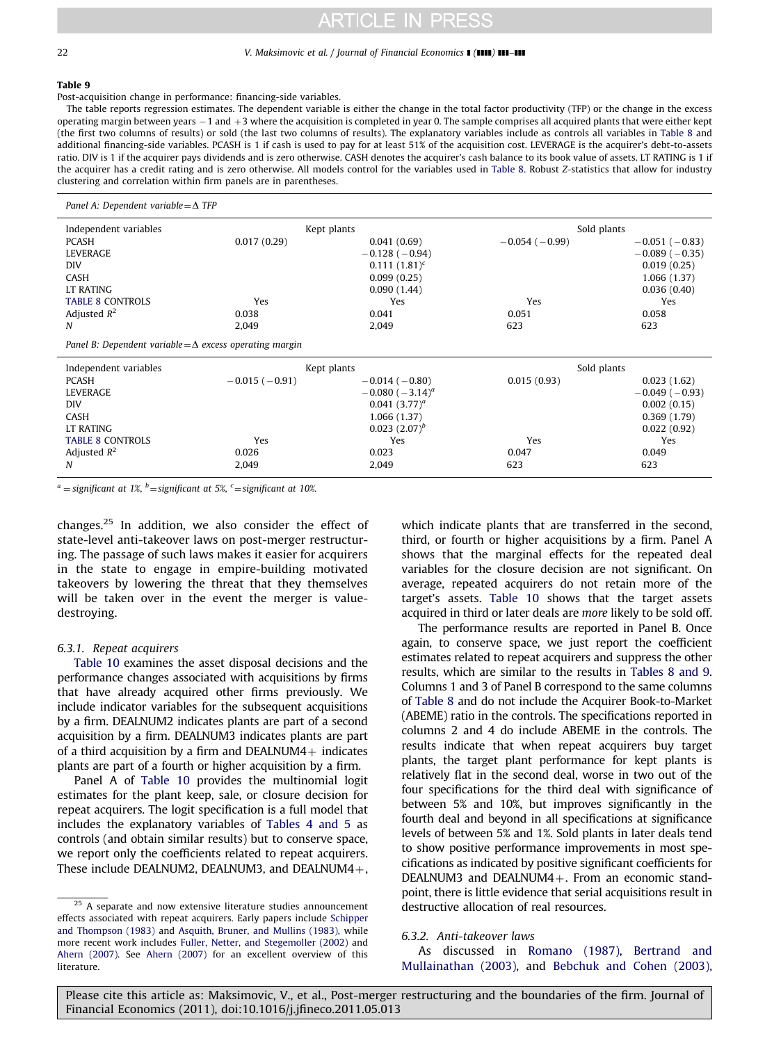**Table 9**

Post-acquisition change in performance: financing-side variables.

The table reports regression estimates. The dependent variable is either the change in the total factor productivity (TFP) or the change in the excess operating margin between years −1 and +3 where the acquisition is completed in year 0. The sample comprises all acquired plants that were either kept (the first two columns of results) or sold (the last two columns of results). The explanatory variables include as controls all variables in Table 8 and additional financing-side variables. PCASH is 1 if cash is used to pay for at least 51% of the acquisition cost. LEVERAGE is the acquirer's debt-to-assets ratio. DIV is 1 if the acquirer pays dividends and is zero otherwise. CASH denotes the acquirer's cash balance to its book value of assets. LT RATING is 1 if the acquirer has a credit rating and is zero otherwise. All models control for the variables used in Table 8. Robust Z-statistics that allow for industry clustering and correlation within firm panels are in parentheses.

*Panel A: Dependent variable = Δ TFP*

| Independent variables | Kept plants | | Sold plants | |
|---|---|---|---|---|
| PCASH | 0.017 (0.29) | 0.041 (0.69) | −0.054 (−0.99) | −0.051 (−0.83) |
| LEVERAGE | | −0.128 (−0.94) | | −0.089 (−0.35) |
| DIV | | 0.111 (1.81)[c] | | 0.019 (0.25) |
| CASH | | 0.099 (0.25) | | 1.066 (1.37) |
| LT RATING | | 0.090 (1.44) | | 0.036 (0.40) |
| TABLE 8 CONTROLS | Yes | Yes | Yes | Yes |
| Adjusted $R^2$ | 0.038 | 0.041 | 0.051 | 0.058 |
| $N$ | 2,049 | 2,049 | 623 | 623 |

*Panel B: Dependent variable = Δ excess operating margin*

| Independent variables | Kept plants | | Sold plants | |
|---|---|---|---|---|
| PCASH | −0.015 (−0.91) | −0.014 (−0.80) | 0.015 (0.93) | 0.023 (1.62) |
| LEVERAGE | | −0.080 (−3.14)[a] | | −0.049 (−0.93) |
| DIV | | 0.041 (3.77)[a] | | 0.002 (0.15) |
| CASH | | 1.066 (1.37) | | 0.369 (1.79) |
| LT RATING | | 0.023 (2.07)[b] | | 0.022 (0.92) |
| TABLE 8 CONTROLS | Yes | Yes | Yes | Yes |
| Adjusted $R^2$ | 0.026 | 0.023 | 0.047 | 0.049 |
| $N$ | 2,049 | 2,049 | 623 | 623 |

[a] = significant at 1%, [b] = significant at 5%, [c] = significant at 10%.

changes.[25] In addition, we also consider the effect of state-level anti-takeover laws on post-merger restructuring. The passage of such laws makes it easier for acquirers in the state to engage in empire-building motivated takeovers by lowering the threat that they themselves will be taken over in the event the merger is value-destroying.

### 6.3.1. Repeat acquirers

Table 10 examines the asset disposal decisions and the performance changes associated with acquisitions by firms that have already acquired other firms previously. We include indicator variables for the subsequent acquisitions by a firm. DEALNUM2 indicates plants are part of a second acquisition by a firm. DEALNUM3 indicates plants are part of a third acquisition by a firm and DEALNUM4+ indicates plants are part of a fourth or higher acquisition by a firm.

Panel A of Table 10 provides the multinomial logit estimates for the plant keep, sale, or closure decision for repeat acquirers. The logit specification is a full model that includes the explanatory variables of Tables 4 and 5 as controls (and obtain similar results) but to conserve space, we report only the coefficients related to repeat acquirers. These include DEALNUM2, DEALNUM3, and DEALNUM4+, which indicate plants that are transferred in the second, third, or fourth or higher acquisitions by a firm. Panel A shows that the marginal effects for the repeated deal variables for the closure decision are not significant. On average, repeated acquirers do not retain more of the target's assets. Table 10 shows that the target assets acquired in third or later deals are *more* likely to be sold off.

The performance results are reported in Panel B. Once again, to conserve space, we just report the coefficient estimates related to repeat acquirers and suppress the other results, which are similar to the results in Tables 8 and 9. Columns 1 and 3 of Panel B correspond to the same columns of Table 8 and do not include the Acquirer Book-to-Market (ABEME) ratio in the controls. The specifications reported in columns 2 and 4 do include ABEME in the controls. The results indicate that when repeat acquirers buy target plants, the target plant performance for kept plants is relatively flat in the second deal, worse in two out of the four specifications for the third deal with significance of between 5% and 10%, but improves significantly in the fourth deal and beyond in all specifications at significance levels of between 5% and 1%. Sold plants in later deals tend to show positive performance improvements in most specifications as indicated by positive significant coefficients for DEALNUM3 and DEALNUM4+. From an economic standpoint, there is little evidence that serial acquisitions result in destructive allocation of real resources.

### 6.3.2. Anti-takeover laws

As discussed in Romano (1987), Bertrand and Mullainathan (2003), and Bebchuk and Cohen (2003),

[25] A separate and now extensive literature studies announcement effects associated with repeat acquirers. Early papers include Schipper and Thompson (1983) and Asquith, Bruner, and Mullins (1983), while more recent work includes Fuller, Netter, and Stegemoller (2002) and Ahern (2007). See Ahern (2007) for an excellent overview of this literature.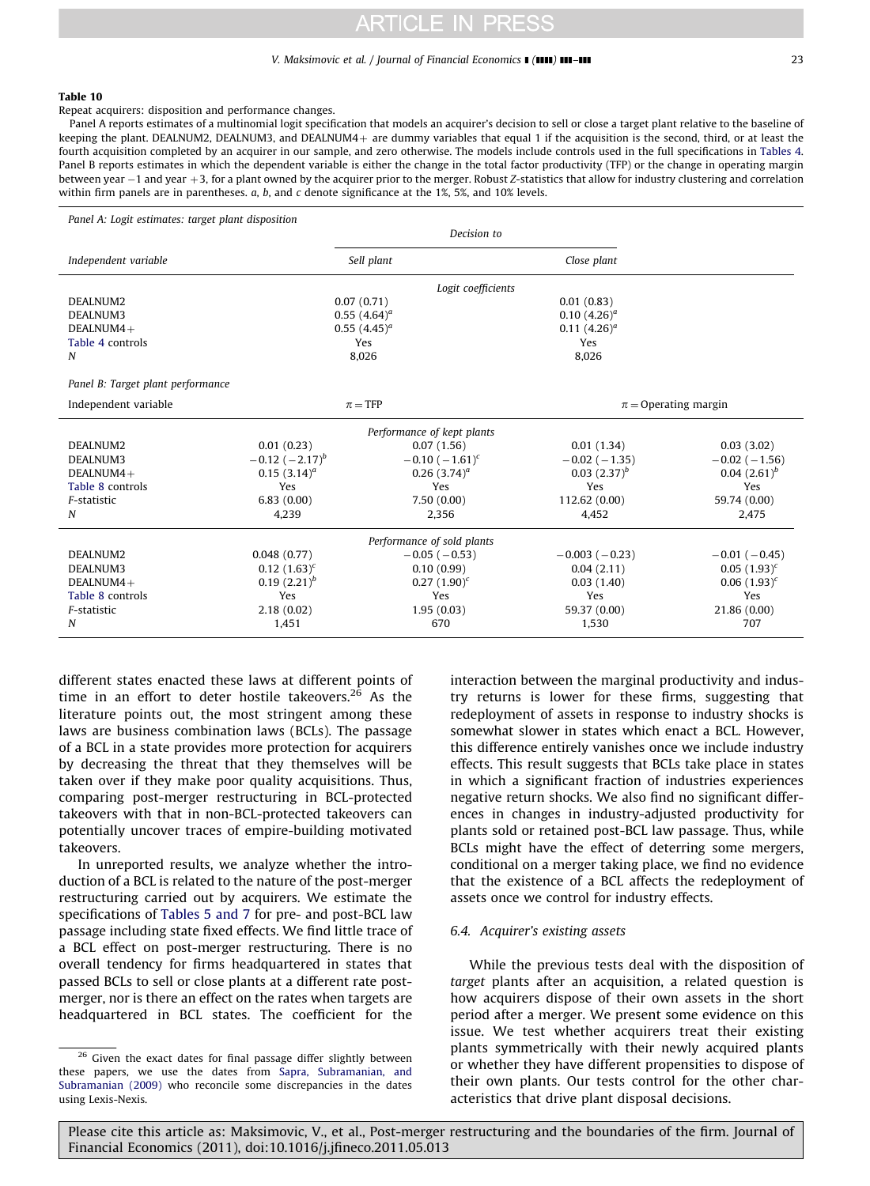**Table 10**

Repeat acquirers: disposition and performance changes.

Panel A reports estimates of a multinomial logit specification that models an acquirer's decision to sell or close a target plant relative to the baseline of keeping the plant. DEALNUM2, DEALNUM3, and DEALNUM4+ are dummy variables that equal 1 if the acquisition is the second, third, or at least the fourth acquisition completed by an acquirer in our sample, and zero otherwise. The models include controls used in the full specifications in Tables 4. Panel B reports estimates in which the dependent variable is either the change in the total factor productivity (TFP) or the change in operating margin between year −1 and year +3, for a plant owned by the acquirer prior to the merger. Robust Z-statistics that allow for industry clustering and correlation within firm panels are in parentheses. a, b, and c denote significance at the 1%, 5%, and 10% levels.

*Panel A: Logit estimates: target plant disposition*

| *Independent variable* | *Decision to* | |
|---|---|---|
| | *Sell plant* | *Close plant* |
| | *Logit coefficients* | |
| DEALNUM2 | 0.07 (0.71) | 0.01 (0.83) |
| DEALNUM3 | 0.55 (4.64)[a] | 0.10 (4.26)[a] |
| DEALNUM4+ | 0.55 (4.45)[a] | 0.11 (4.26)[a] |
| Table 4 controls | Yes | Yes |
| *N* | 8,026 | 8,026 |

*Panel B: Target plant performance*

| Independent variable | $\pi$ = TFP | | $\pi$ = Operating margin | |
|---|---|---|---|---|
| | *Performance of kept plants* | | | |
| DEALNUM2 | 0.01 (0.23) | 0.07 (1.56) | 0.01 (1.34) | 0.03 (3.02) |
| DEALNUM3 | −0.12 (−2.17)[b] | −0.10 (−1.61)[c] | −0.02 (−1.35) | −0.02 (−1.56) |
| DEALNUM4+ | 0.15 (3.14)[a] | 0.26 (3.74)[a] | 0.03 (2.37)[b] | 0.04 (2.61)[b] |
| Table 8 controls | Yes | Yes | Yes | Yes |
| *F*-statistic | 6.83 (0.00) | 7.50 (0.00) | 112.62 (0.00) | 59.74 (0.00) |
| *N* | 4,239 | 2,356 | 4,452 | 2,475 |
| | *Performance of sold plants* | | | |
| DEALNUM2 | 0.048 (0.77) | −0.05 (−0.53) | −0.003 (−0.23) | −0.01 (−0.45) |
| DEALNUM3 | 0.12 (1.63)[c] | 0.10 (0.99) | 0.04 (2.11) | 0.05 (1.93)[c] |
| DEALNUM4+ | 0.19 (2.21)[b] | 0.27 (1.90)[c] | 0.03 (1.40) | 0.06 (1.93)[c] |
| Table 8 controls | Yes | Yes | Yes | Yes |
| *F*-statistic | 2.18 (0.02) | 1.95 (0.03) | 59.37 (0.00) | 21.86 (0.00) |
| *N* | 1,451 | 670 | 1,530 | 707 |

different states enacted these laws at different points of time in an effort to deter hostile takeovers.[26] As the literature points out, the most stringent among these laws are business combination laws (BCLs). The passage of a BCL in a state provides more protection for acquirers by decreasing the threat that they themselves will be taken over if they make poor quality acquisitions. Thus, comparing post-merger restructuring in BCL-protected takeovers with that in non-BCL-protected takeovers can potentially uncover traces of empire-building motivated takeovers.

In unreported results, we analyze whether the introduction of a BCL is related to the nature of the post-merger restructuring carried out by acquirers. We estimate the specifications of Tables 5 and 7 for pre- and post-BCL law passage including state fixed effects. We find little trace of a BCL effect on post-merger restructuring. There is no overall tendency for firms headquartered in states that passed BCLs to sell or close plants at a different rate post-merger, nor is there an effect on the rates when targets are headquartered in BCL states. The coefficient for the interaction between the marginal productivity and industry returns is lower for these firms, suggesting that redeployment of assets in response to industry shocks is somewhat slower in states which enact a BCL. However, this difference entirely vanishes once we include industry effects. This result suggests that BCLs take place in states in which a significant fraction of industries experiences negative return shocks. We also find no significant differences in changes in industry-adjusted productivity for plants sold or retained post-BCL law passage. Thus, while BCLs might have the effect of deterring some mergers, conditional on a merger taking place, we find no evidence that the existence of a BCL affects the redeployment of assets once we control for industry effects.

### 6.4. Acquirer's existing assets

While the previous tests deal with the disposition of *target* plants after an acquisition, a related question is how acquirers dispose of their own assets in the short period after a merger. We present some evidence on this issue. We test whether acquirers treat their existing plants symmetrically with their newly acquired plants or whether they have different propensities to dispose of their own plants. Our tests control for the other characteristics that drive plant disposal decisions.

[26] Given the exact dates for final passage differ slightly between these papers, we use the dates from Sapra, Subramanian, and Subramanian (2009) who reconcile some discrepancies in the dates using Lexis-Nexis.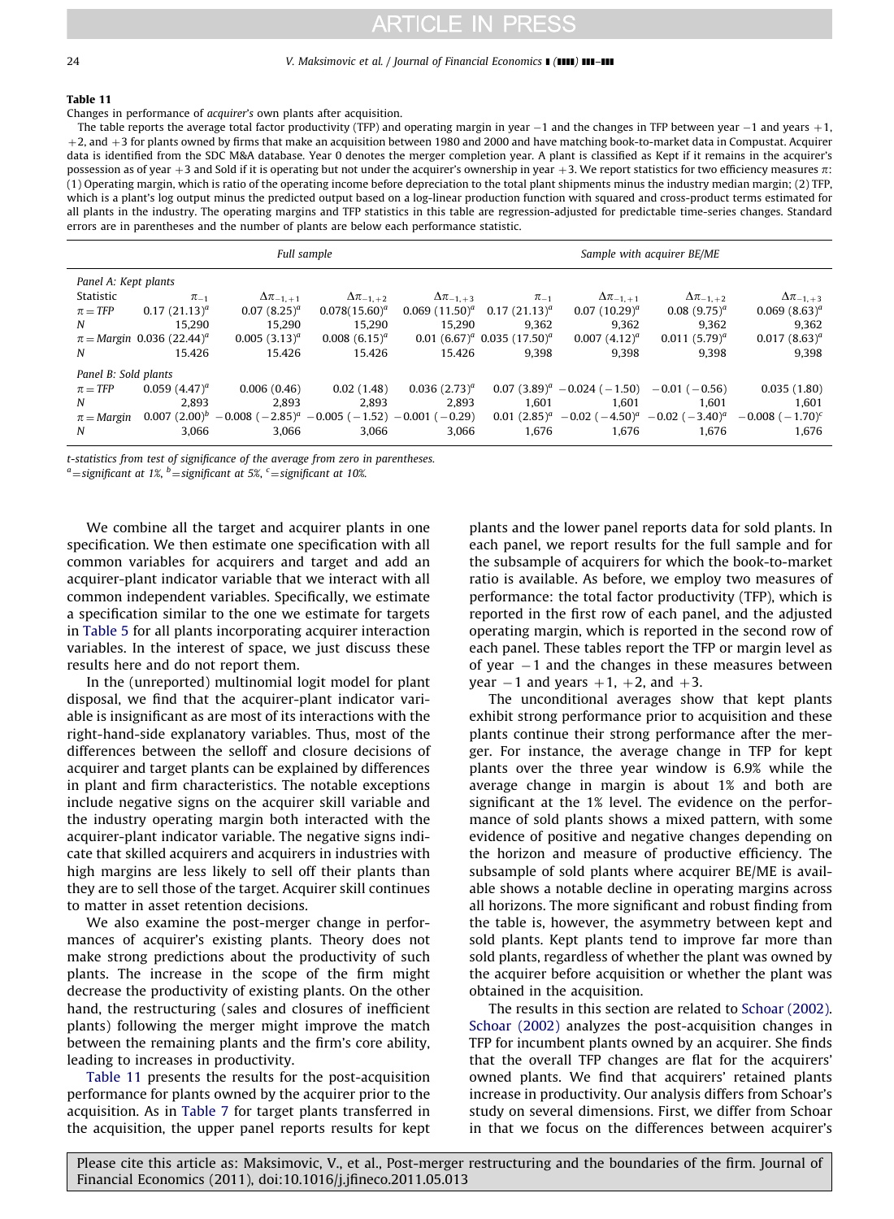**Table 11**

Changes in performance of *acquirer's* own plants after acquisition.

The table reports the average total factor productivity (TFP) and operating margin in year −1 and the changes in TFP between year −1 and years +1, +2, and +3 for plants owned by firms that make an acquisition between 1980 and 2000 and have matching book-to-market data in Compustat. Acquirer data is identified from the SDC M&A database. Year 0 denotes the merger completion year. A plant is classified as Kept if it remains in the acquirer's possession as of year +3 and Sold if it is operating but not under the acquirer's ownership in year +3. We report statistics for two efficiency measures $\pi$: (1) Operating margin, which is ratio of the operating income before depreciation to the total plant shipments minus the industry median margin; (2) TFP, which is a plant's log output minus the predicted output based on a log-linear production function with squared and cross-product terms estimated for all plants in the industry. The operating margins and TFP statistics in this table are regression-adjusted for predictable time-series changes. Standard errors are in parentheses and the number of plants are below each performance statistic.

| | *Full sample* | | | | *Sample with acquirer BE/ME* | | | |
|---|---|---|---|---|---|---|---|---|
| *Panel A: Kept plants* | | | | | | | | |
| Statistic | $\pi_{-1}$ | $\Delta\pi_{-1,+1}$ | $\Delta\pi_{-1,+2}$ | $\Delta\pi_{-1,+3}$ | $\pi_{-1}$ | $\Delta\pi_{-1,+1}$ | $\Delta\pi_{-1,+2}$ | $\Delta\pi_{-1,+3}$ |
| $\pi = TFP$ | 0.17 (21.13)[a] | 0.07 (8.25)[a] | 0.078(15.60)[a] | 0.069 (11.50)[a] | 0.17 (21.13)[a] | 0.07 (10.29)[a] | 0.08 (9.75)[a] | 0.069 (8.63)[a] |
| $N$ | 15,290 | 15,290 | 15,290 | 15,290 | 9,362 | 9,362 | 9,362 | 9,362 |
| $\pi = Margin$ | 0.036 (22.44)[a] | 0.005 (3.13)[a] | 0.008 (6.15)[a] | 0.01 (6.67)[a] | 0.035 (17.50)[a] | 0.007 (4.12)[a] | 0.011 (5.79)[a] | 0.017 (8.63)[a] |
| $N$ | 15.426 | 15.426 | 15.426 | 15.426 | 9,398 | 9,398 | 9,398 | 9,398 |
| *Panel B: Sold plants* | | | | | | | | |
| $\pi = TFP$ | 0.059 (4.47)[a] | 0.006 (0.46) | 0.02 (1.48) | 0.036 (2.73)[a] | 0.07 (3.89)[a] | −0.024 (−1.50) | −0.01 (−0.56) | 0.035 (1.80) |
| $N$ | 2,893 | 2,893 | 2,893 | 2,893 | 1,601 | 1,601 | 1,601 | 1,601 |
| $\pi = Margin$ | 0.007 (2.00)[b] | −0.008 (−2.85)[a] | −0.005 (−1.52) | −0.001 (−0.29) | 0.01 (2.85)[a] | −0.02 (−4.50)[a] | −0.02 (−3.40)[a] | −0.008 (−1.70)[c] |
| $N$ | 3,066 | 3,066 | 3,066 | 3,066 | 1,676 | 1,676 | 1,676 | 1,676 |

*t-statistics from test of significance of the average from zero in parentheses.*
[a]=*significant at 1%*, [b]=*significant at 5%*, [c]=*significant at 10%.*

We combine all the target and acquirer plants in one specification. We then estimate one specification with all common variables for acquirers and target and add an acquirer-plant indicator variable that we interact with all common independent variables. Specifically, we estimate a specification similar to the one we estimate for targets in Table 5 for all plants incorporating acquirer interaction variables. In the interest of space, we just discuss these results here and do not report them.

In the (unreported) multinomial logit model for plant disposal, we find that the acquirer-plant indicator variable is insignificant as are most of its interactions with the right-hand-side explanatory variables. Thus, most of the differences between the selloff and closure decisions of acquirer and target plants can be explained by differences in plant and firm characteristics. The notable exceptions include negative signs on the acquirer skill variable and the industry operating margin both interacted with the acquirer-plant indicator variable. The negative signs indicate that skilled acquirers and acquirers in industries with high margins are less likely to sell off their plants than they are to sell those of the target. Acquirer skill continues to matter in asset retention decisions.

We also examine the post-merger change in performances of acquirer's existing plants. Theory does not make strong predictions about the productivity of such plants. The increase in the scope of the firm might decrease the productivity of existing plants. On the other hand, the restructuring (sales and closures of inefficient plants) following the merger might improve the match between the remaining plants and the firm's core ability, leading to increases in productivity.

Table 11 presents the results for the post-acquisition performance for plants owned by the acquirer prior to the acquisition. As in Table 7 for target plants transferred in the acquisition, the upper panel reports results for kept plants and the lower panel reports data for sold plants. In each panel, we report results for the full sample and for the subsample of acquirers for which the book-to-market ratio is available. As before, we employ two measures of performance: the total factor productivity (TFP), which is reported in the first row of each panel, and the adjusted operating margin, which is reported in the second row of each panel. These tables report the TFP or margin level as of year −1 and the changes in these measures between year −1 and years +1, +2, and +3.

The unconditional averages show that kept plants exhibit strong performance prior to acquisition and these plants continue their strong performance after the merger. For instance, the average change in TFP for kept plants over the three year window is 6.9% while the average change in margin is about 1% and both are significant at the 1% level. The evidence on the performance of sold plants shows a mixed pattern, with some evidence of positive and negative changes depending on the horizon and measure of productive efficiency. The subsample of sold plants where acquirer BE/ME is available shows a notable decline in operating margins across all horizons. The more significant and robust finding from the table is, however, the asymmetry between kept and sold plants. Kept plants tend to improve far more than sold plants, regardless of whether the plant was owned by the acquirer before acquisition or whether the plant was obtained in the acquisition.

The results in this section are related to Schoar (2002). Schoar (2002) analyzes the post-acquisition changes in TFP for incumbent plants owned by an acquirer. She finds that the overall TFP changes are flat for the acquirers' owned plants. We find that acquirers' retained plants increase in productivity. Our analysis differs from Schoar's study on several dimensions. First, we differ from Schoar in that we focus on the differences between acquirer's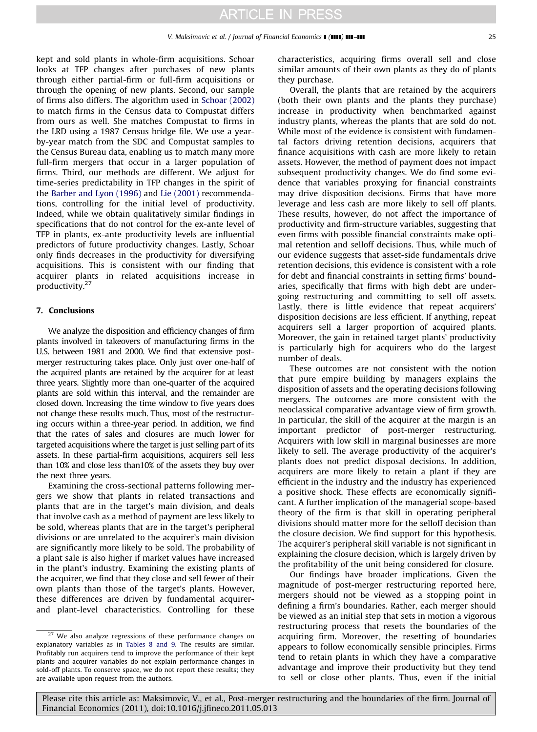kept and sold plants in whole-firm acquisitions. Schoar looks at TFP changes after purchases of new plants through either partial-firm or full-firm acquisitions or through the opening of new plants. Second, our sample of firms also differs. The algorithm used in Schoar (2002) to match firms in the Census data to Compustat differs from ours as well. She matches Compustat to firms in the LRD using a 1987 Census bridge file. We use a year-by-year match from the SDC and Compustat samples to the Census Bureau data, enabling us to match many more full-firm mergers that occur in a larger population of firms. Third, our methods are different. We adjust for time-series predictability in TFP changes in the spirit of the Barber and Lyon (1996) and Lie (2001) recommendations, controlling for the initial level of productivity. Indeed, while we obtain qualitatively similar findings in specifications that do not control for the ex-ante level of TFP in plants, ex-ante productivity levels are influential predictors of future productivity changes. Lastly, Schoar only finds decreases in the productivity for diversifying acquisitions. This is consistent with our finding that acquirer plants in related acquisitions increase in productivity.[27]

## 7. Conclusions

We analyze the disposition and efficiency changes of firm plants involved in takeovers of manufacturing firms in the U.S. between 1981 and 2000. We find that extensive post-merger restructuring takes place. Only just over one-half of the acquired plants are retained by the acquirer for at least three years. Slightly more than one-quarter of the acquired plants are sold within this interval, and the remainder are closed down. Increasing the time window to five years does not change these results much. Thus, most of the restructuring occurs within a three-year period. In addition, we find that the rates of sales and closures are much lower for targeted acquisitions where the target is just selling part of its assets. In these partial-firm acquisitions, acquirers sell less than 10% and close less than10% of the assets they buy over the next three years.

Examining the cross-sectional patterns following mergers we show that plants in related transactions and plants that are in the target's main division, and deals that involve cash as a method of payment are less likely to be sold, whereas plants that are in the target's peripheral divisions or are unrelated to the acquirer's main division are significantly more likely to be sold. The probability of a plant sale is also higher if market values have increased in the plant's industry. Examining the existing plants of the acquirer, we find that they close and sell fewer of their own plants than those of the target's plants. However, these differences are driven by fundamental acquirer- and plant-level characteristics. Controlling for these characteristics, acquiring firms overall sell and close similar amounts of their own plants as they do of plants they purchase.

Overall, the plants that are retained by the acquirers (both their own plants and the plants they purchase) increase in productivity when benchmarked against industry plants, whereas the plants that are sold do not. While most of the evidence is consistent with fundamental factors driving retention decisions, acquirers that finance acquisitions with cash are more likely to retain assets. However, the method of payment does not impact subsequent productivity changes. We do find some evidence that variables proxying for financial constraints may drive disposition decisions. Firms that have more leverage and less cash are more likely to sell off plants. These results, however, do not affect the importance of productivity and firm-structure variables, suggesting that even firms with possible financial constraints make optimal retention and selloff decisions. Thus, while much of our evidence suggests that asset-side fundamentals drive retention decisions, this evidence is consistent with a role for debt and financial constraints in setting firms' boundaries, specifically that firms with high debt are undergoing restructuring and committing to sell off assets. Lastly, there is little evidence that repeat acquirers' disposition decisions are less efficient. If anything, repeat acquirers sell a larger proportion of acquired plants. Moreover, the gain in retained target plants' productivity is particularly high for acquirers who do the largest number of deals.

These outcomes are not consistent with the notion that pure empire building by managers explains the disposition of assets and the operating decisions following mergers. The outcomes are more consistent with the neoclassical comparative advantage view of firm growth. In particular, the skill of the acquirer at the margin is an important predictor of post-merger restructuring. Acquirers with low skill in marginal businesses are more likely to sell. The average productivity of the acquirer's plants does not predict disposal decisions. In addition, acquirers are more likely to retain a plant if they are efficient in the industry and the industry has experienced a positive shock. These effects are economically significant. A further implication of the managerial scope-based theory of the firm is that skill in operating peripheral divisions should matter more for the selloff decision than the closure decision. We find support for this hypothesis. The acquirer's peripheral skill variable is not significant in explaining the closure decision, which is largely driven by the profitability of the unit being considered for closure.

Our findings have broader implications. Given the magnitude of post-merger restructuring reported here, mergers should not be viewed as a stopping point in defining a firm's boundaries. Rather, each merger should be viewed as an initial step that sets in motion a vigorous restructuring process that resets the boundaries of the acquiring firm. Moreover, the resetting of boundaries appears to follow economically sensible principles. Firms tend to retain plants in which they have a comparative advantage and improve their productivity but they tend to sell or close other plants. Thus, even if the initial

[27] We also analyze regressions of these performance changes on explanatory variables as in Tables 8 and 9. The results are similar. Profitably run acquirers tend to improve the performance of their kept plants and acquirer variables do not explain performance changes in sold-off plants. To conserve space, we do not report these results; they are available upon request from the authors.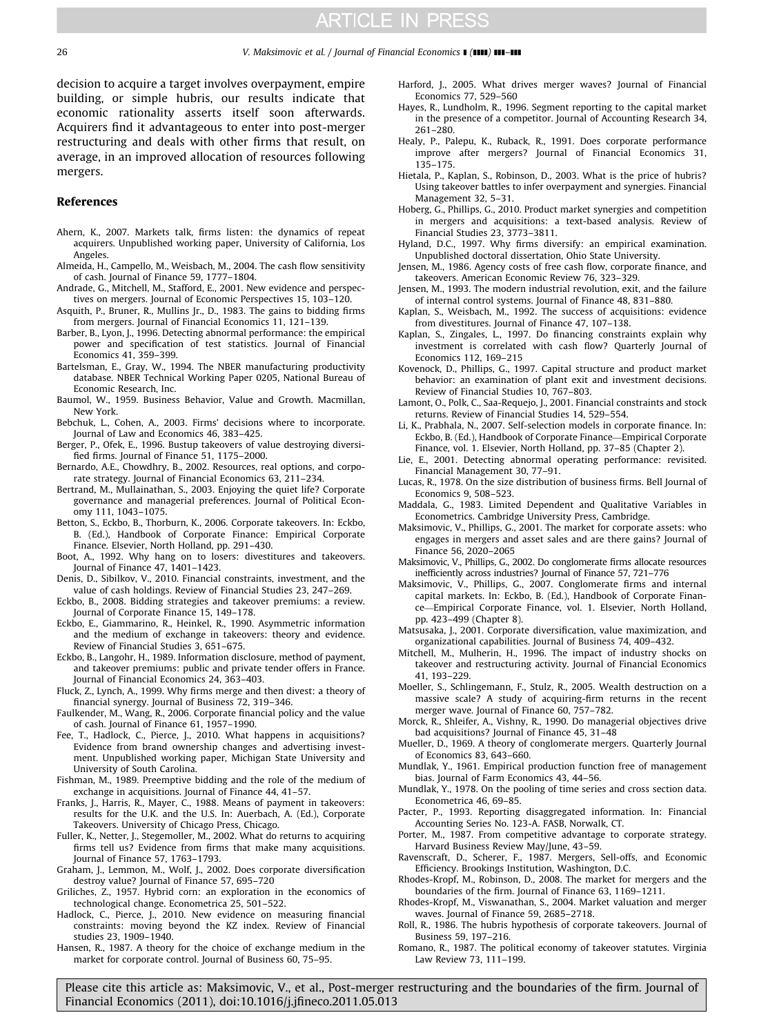decision to acquire a target involves overpayment, empire building, or simple hubris, our results indicate that economic rationality asserts itself soon afterwards. Acquirers find it advantageous to enter into post-merger restructuring and deals with other firms that result, on average, in an improved allocation of resources following mergers.

## References

Ahern, K., 2007. Markets talk, firms listen: the dynamics of repeat acquirers. Unpublished working paper, University of California, Los Angeles.

Almeida, H., Campello, M., Weisbach, M., 2004. The cash flow sensitivity of cash. Journal of Finance 59, 1777–1804.

Andrade, G., Mitchell, M., Stafford, E., 2001. New evidence and perspectives on mergers. Journal of Economic Perspectives 15, 103–120.

Asquith, P., Bruner, R., Mullins Jr., D., 1983. The gains to bidding firms from mergers. Journal of Financial Economics 11, 121–139.

Barber, B., Lyon, J., 1996. Detecting abnormal performance: the empirical power and specification of test statistics. Journal of Financial Economics 41, 359–399.

Bartelsman, E., Gray, W., 1994. The NBER manufacturing productivity database. NBER Technical Working Paper 0205, National Bureau of Economic Research, Inc.

Baumol, W., 1959. Business Behavior, Value and Growth. Macmillan, New York.

Bebchuk, L., Cohen, A., 2003. Firms' decisions where to incorporate. Journal of Law and Economics 46, 383–425.

Berger, P., Ofek, E., 1996. Bustup takeovers of value destroying diversified firms. Journal of Finance 51, 1175–2000.

Bernardo, A.E., Chowdhry, B., 2002. Resources, real options, and corporate strategy. Journal of Financial Economics 63, 211–234.

Bertrand, M., Mullainathan, S., 2003. Enjoying the quiet life? Corporate governance and managerial preferences. Journal of Political Economy 111, 1043–1075.

Betton, S., Eckbo, B., Thorburn, K., 2006. Corporate takeovers. In: Eckbo, B. (Ed.), Handbook of Corporate Finance: Empirical Corporate Finance. Elsevier, North Holland, pp. 291–430.

Boot, A., 1992. Why hang on to losers: divestitures and takeovers. Journal of Finance 47, 1401–1423.

Denis, D., Sibilkov, V., 2010. Financial constraints, investment, and the value of cash holdings. Review of Financial Studies 23, 247–269.

Eckbo, B., 2008. Bidding strategies and takeover premiums: a review. Journal of Corporate Finance 15, 149–178.

Eckbo, E., Giammarino, R., Heinkel, R., 1990. Asymmetric information and the medium of exchange in takeovers: theory and evidence. Review of Financial Studies 3, 651–675.

Eckbo, B., Langohr, H., 1989. Information disclosure, method of payment, and takeover premiums: public and private tender offers in France. Journal of Financial Economics 24, 363–403.

Fluck, Z., Lynch, A., 1999. Why firms merge and then divest: a theory of financial synergy. Journal of Business 72, 319–346.

Faulkender, M., Wang, R., 2006. Corporate financial policy and the value of cash. Journal of Finance 61, 1957–1990.

Fee, T., Hadlock, C., Pierce, J., 2010. What happens in acquisitions? Evidence from brand ownership changes and advertising investment. Unpublished working paper, Michigan State University and University of South Carolina.

Fishman, M., 1989. Preemptive bidding and the role of the medium of exchange in acquisitions. Journal of Finance 44, 41–57.

Franks, J., Harris, R., Mayer, C., 1988. Means of payment in takeovers: results for the U.K. and the U.S. In: Auerbach, A. (Ed.), Corporate Takeovers. University of Chicago Press, Chicago.

Fuller, K., Netter, J., Stegemoller, M., 2002. What do returns to acquiring firms tell us? Evidence from firms that make many acquisitions. Journal of Finance 57, 1763–1793.

Graham, J., Lemmon, M., Wolf, J., 2002. Does corporate diversification destroy value? Journal of Finance 57, 695–720

Griliches, Z., 1957. Hybrid corn: an exploration in the economics of technological change. Econometrica 25, 501–522.

Hadlock, C., Pierce, J., 2010. New evidence on measuring financial constraints: moving beyond the KZ index. Review of Financial studies 23, 1909–1940.

Hansen, R., 1987. A theory for the choice of exchange medium in the market for corporate control. Journal of Business 60, 75–95.

Harford, J., 2005. What drives merger waves? Journal of Financial Economics 77, 529–560

Hayes, R., Lundholm, R., 1996. Segment reporting to the capital market in the presence of a competitor. Journal of Accounting Research 34, 261–280.

Healy, P., Palepu, K., Ruback, R., 1991. Does corporate performance improve after mergers? Journal of Financial Economics 31, 135–175.

Hietala, P., Kaplan, S., Robinson, D., 2003. What is the price of hubris? Using takeover battles to infer overpayment and synergies. Financial Management 32, 5–31.

Hoberg, G., Phillips, G., 2010. Product market synergies and competition in mergers and acquisitions: a text-based analysis. Review of Financial Studies 23, 3773–3811.

Hyland, D.C., 1997. Why firms diversify: an empirical examination. Unpublished doctoral dissertation, Ohio State University.

Jensen, M., 1986. Agency costs of free cash flow, corporate finance, and takeovers. American Economic Review 76, 323–329.

Jensen, M., 1993. The modern industrial revolution, exit, and the failure of internal control systems. Journal of Finance 48, 831–880.

Kaplan, S., Weisbach, M., 1992. The success of acquisitions: evidence from divestitures. Journal of Finance 47, 107–138.

Kaplan, S., Zingales, L., 1997. Do financing constraints explain why investment is correlated with cash flow? Quarterly Journal of Economics 112, 169–215

Kovenock, D., Phillips, G., 1997. Capital structure and product market behavior: an examination of plant exit and investment decisions. Review of Financial Studies 10, 767–803.

Lamont, O., Polk, C., Saa-Requejo, J., 2001. Financial constraints and stock returns. Review of Financial Studies 14, 529–554.

Li, K., Prabhala, N., 2007. Self-selection models in corporate finance. In: Eckbo, B. (Ed.), Handbook of Corporate Finance—Empirical Corporate Finance, vol. 1. Elsevier, North Holland, pp. 37–85 (Chapter 2).

Lie, E., 2001. Detecting abnormal operating performance: revisited. Financial Management 30, 77–91.

Lucas, R., 1978. On the size distribution of business firms. Bell Journal of Economics 9, 508–523.

Maddala, G., 1983. Limited Dependent and Qualitative Variables in Econometrics. Cambridge University Press, Cambridge.

Maksimovic, V., Phillips, G., 2001. The market for corporate assets: who engages in mergers and asset sales and are there gains? Journal of Finance 56, 2020–2065

Maksimovic, V., Phillips, G., 2002. Do conglomerate firms allocate resources inefficiently across industries? Journal of Finance 57, 721–776

Maksimovic, V., Phillips, G., 2007. Conglomerate firms and internal capital markets. In: Eckbo, B. (Ed.), Handbook of Corporate Finance—Empirical Corporate Finance, vol. 1. Elsevier, North Holland, pp. 423–499 (Chapter 8).

Matsusaka, J., 2001. Corporate diversification, value maximization, and organizational capabilities. Journal of Business 74, 409–432.

Mitchell, M., Mulherin, H., 1996. The impact of industry shocks on takeover and restructuring activity. Journal of Financial Economics 41, 193–229.

Moeller, S., Schlingemann, F., Stulz, R., 2005. Wealth destruction on a massive scale? A study of acquiring-firm returns in the recent merger wave. Journal of Finance 60, 757–782.

Morck, R., Shleifer, A., Vishny, R., 1990. Do managerial objectives drive bad acquisitions? Journal of Finance 45, 31–48

Mueller, D., 1969. A theory of conglomerate mergers. Quarterly Journal of Economics 83, 643–660.

Mundlak, Y., 1961. Empirical production function free of management bias. Journal of Farm Economics 43, 44–56.

Mundlak, Y., 1978. On the pooling of time series and cross section data. Econometrica 46, 69–85.

Pacter, P., 1993. Reporting disaggregated information. In: Financial Accounting Series No. 123-A. FASB, Norwalk, CT.

Porter, M., 1987. From competitive advantage to corporate strategy. Harvard Business Review May/June, 43–59.

Ravenscraft, D., Scherer, F., 1987. Mergers, Sell-offs, and Economic Efficiency. Brookings Institution, Washington, D.C.

Rhodes-Kropf, M., Robinson, D., 2008. The market for mergers and the boundaries of the firm. Journal of Finance 63, 1169–1211.

Rhodes-Kropf, M., Viswanathan, S., 2004. Market valuation and merger waves. Journal of Finance 59, 2685–2718.

Roll, R., 1986. The hubris hypothesis of corporate takeovers. Journal of Business 59, 197–216.

Romano, R., 1987. The political economy of takeover statutes. Virginia Law Review 73, 111–199.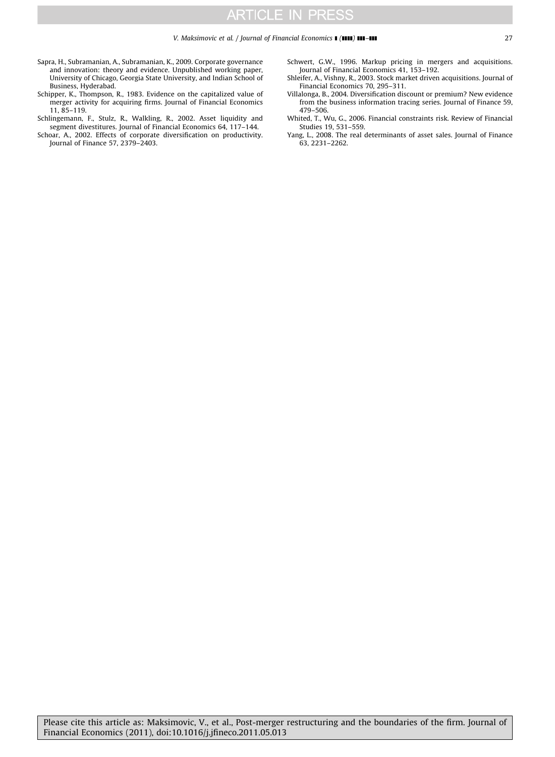Sapra, H., Subramanian, A., Subramanian, K., 2009. Corporate governance and innovation: theory and evidence. Unpublished working paper, University of Chicago, Georgia State University, and Indian School of Business, Hyderabad.

Schipper, K., Thompson, R., 1983. Evidence on the capitalized value of merger activity for acquiring firms. Journal of Financial Economics 11, 85–119.

Schlingemann, F., Stulz, R., Walkling, R., 2002. Asset liquidity and segment divestitures. Journal of Financial Economics 64, 117–144.

Schoar, A., 2002. Effects of corporate diversification on productivity. Journal of Finance 57, 2379–2403.

Schwert, G.W., 1996. Markup pricing in mergers and acquisitions. Journal of Financial Economics 41, 153–192.

Shleifer, A., Vishny, R., 2003. Stock market driven acquisitions. Journal of Financial Economics 70, 295–311.

Villalonga, B., 2004. Diversification discount or premium? New evidence from the business information tracing series. Journal of Finance 59, 479–506.

Whited, T., Wu, G., 2006. Financial constraints risk. Review of Financial Studies 19, 531–559.

Yang, L., 2008. The real determinants of asset sales. Journal of Finance 63, 2231–2262.